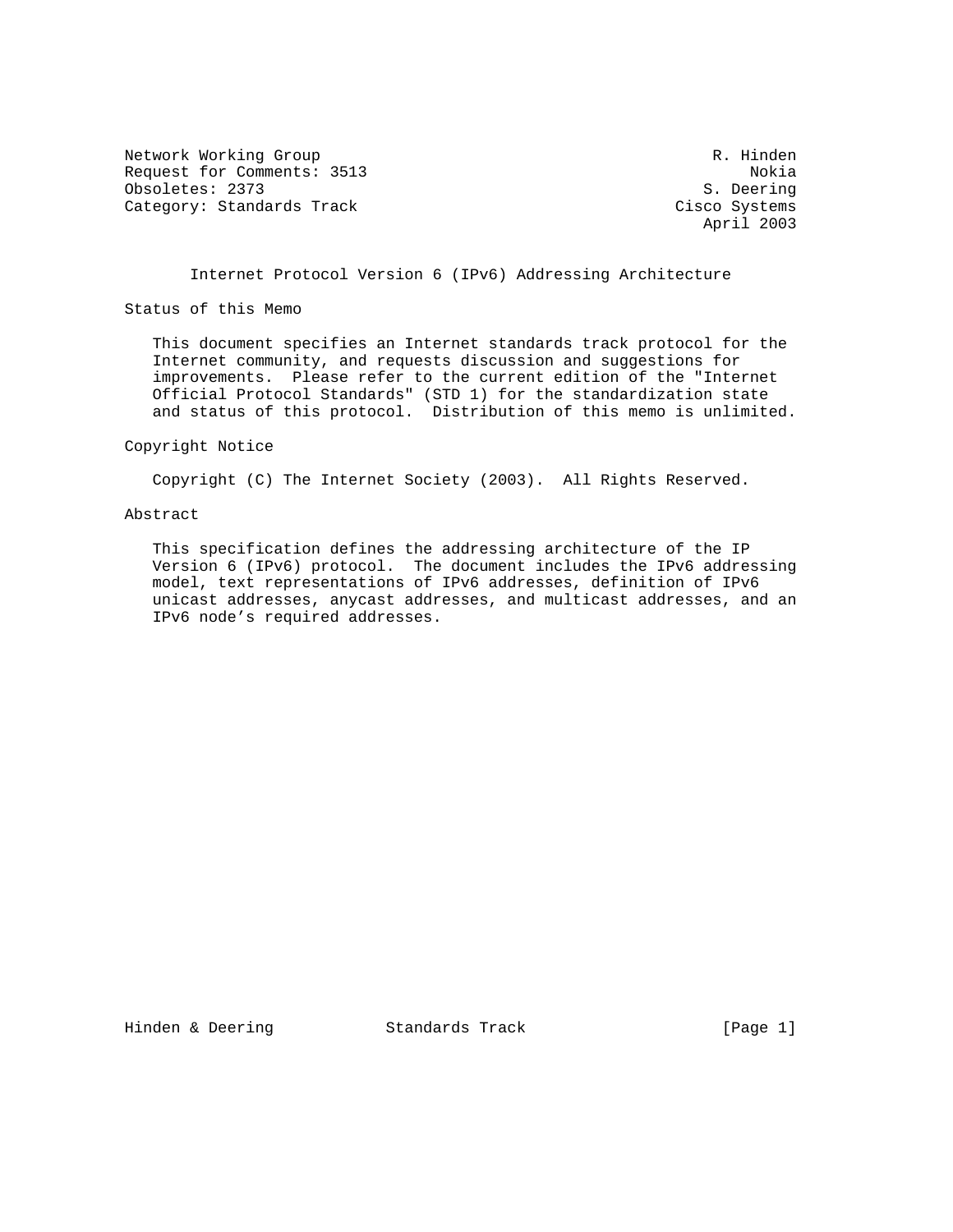Network Working Group R. Hinden
Request for Comments: 3513 Nokia
Obsoletes: 2373 S. Deering
Category: Standards Track Cisco Systems
April 2003

# Internet Protocol Version 6 (IPv6) Addressing Architecture

## Status of this Memo

This document specifies an Internet standards track protocol for the Internet community, and requests discussion and suggestions for improvements. Please refer to the current edition of the "Internet Official Protocol Standards" (STD 1) for the standardization state and status of this protocol. Distribution of this memo is unlimited.

## Copyright Notice

Copyright (C) The Internet Society (2003). All Rights Reserved.

## Abstract

This specification defines the addressing architecture of the IP Version 6 (IPv6) protocol. The document includes the IPv6 addressing model, text representations of IPv6 addresses, definition of IPv6 unicast addresses, anycast addresses, and multicast addresses, and an IPv6 node's required addresses.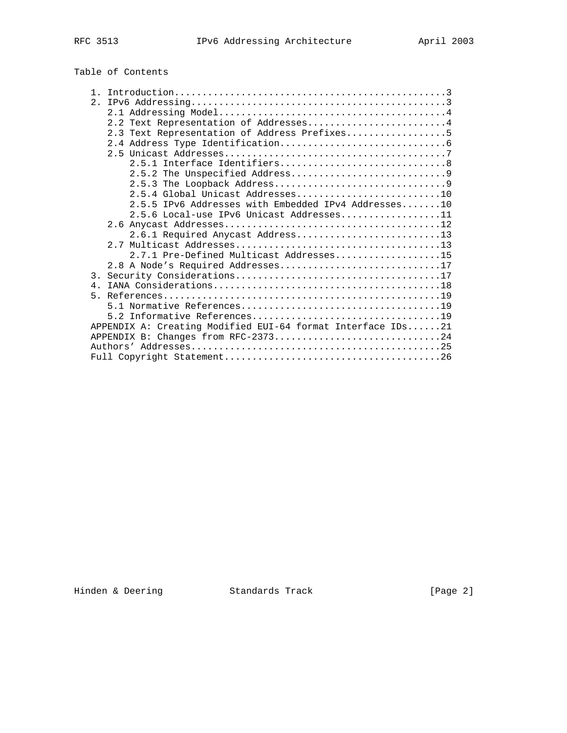## Table of Contents

```
   1. Introduction.................................................3
   2. IPv6 Addressing..............................................3
      2.1 Addressing Model.........................................4
      2.2 Text Representation of Addresses.........................4
      2.3 Text Representation of Address Prefixes..................5
      2.4 Address Type Identification..............................6
      2.5 Unicast Addresses........................................7
          2.5.1 Interface Identifiers..............................8
          2.5.2 The Unspecified Address............................9
          2.5.3 The Loopback Address...............................9
          2.5.4 Global Unicast Addresses..........................10
          2.5.5 IPv6 Addresses with Embedded IPv4 Addresses.......10
          2.5.6 Local-use IPv6 Unicast Addresses..................11
      2.6 Anycast Addresses.......................................12
          2.6.1 Required Anycast Address..........................13
      2.7 Multicast Addresses.....................................13
          2.7.1 Pre-Defined Multicast Addresses...................15
      2.8 A Node's Required Addresses.............................17
   3. Security Considerations.....................................17
   4. IANA Considerations.........................................18
   5. References..................................................19
      5.1 Normative References....................................19
      5.2 Informative References..................................19
   APPENDIX A: Creating Modified EUI-64 format Interface IDs......21
   APPENDIX B: Changes from RFC-2373..............................24
   Authors' Addresses.............................................25
   Full Copyright Statement.......................................26
```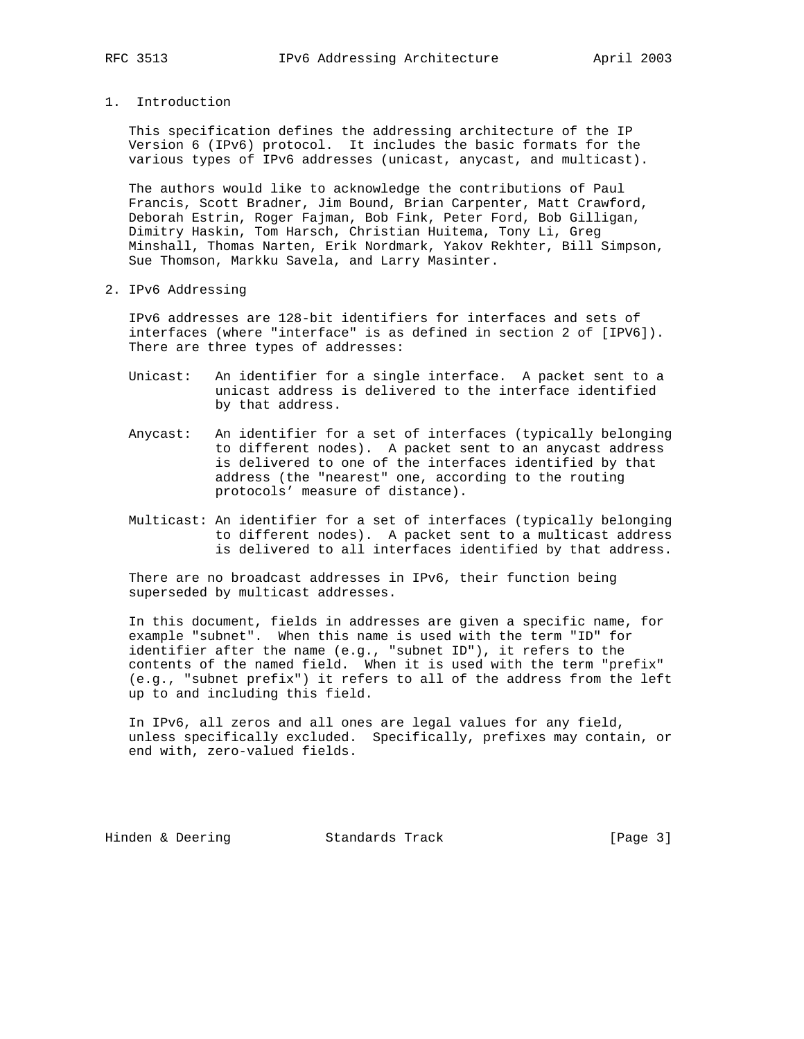# 1. Introduction

This specification defines the addressing architecture of the IP Version 6 (IPv6) protocol. It includes the basic formats for the various types of IPv6 addresses (unicast, anycast, and multicast).

The authors would like to acknowledge the contributions of Paul Francis, Scott Bradner, Jim Bound, Brian Carpenter, Matt Crawford, Deborah Estrin, Roger Fajman, Bob Fink, Peter Ford, Bob Gilligan, Dimitry Haskin, Tom Harsch, Christian Huitema, Tony Li, Greg Minshall, Thomas Narten, Erik Nordmark, Yakov Rekhter, Bill Simpson, Sue Thomson, Markku Savela, and Larry Masinter.

# 2. IPv6 Addressing

IPv6 addresses are 128-bit identifiers for interfaces and sets of interfaces (where "interface" is as defined in section 2 of [IPV6]). There are three types of addresses:

- Unicast: An identifier for a single interface. A packet sent to a unicast address is delivered to the interface identified by that address.

- Anycast: An identifier for a set of interfaces (typically belonging to different nodes). A packet sent to an anycast address is delivered to one of the interfaces identified by that address (the "nearest" one, according to the routing protocols' measure of distance).

- Multicast: An identifier for a set of interfaces (typically belonging to different nodes). A packet sent to a multicast address is delivered to all interfaces identified by that address.

There are no broadcast addresses in IPv6, their function being superseded by multicast addresses.

In this document, fields in addresses are given a specific name, for example "subnet". When this name is used with the term "ID" for identifier after the name (e.g., "subnet ID"), it refers to the contents of the named field. When it is used with the term "prefix" (e.g., "subnet prefix") it refers to all of the address from the left up to and including this field.

In IPv6, all zeros and all ones are legal values for any field, unless specifically excluded. Specifically, prefixes may contain, or end with, zero-valued fields.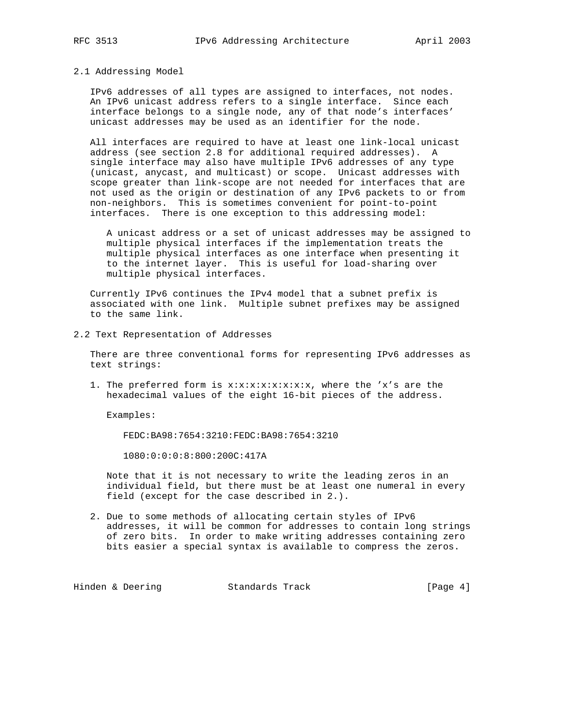## 2.1 Addressing Model

IPv6 addresses of all types are assigned to interfaces, not nodes. An IPv6 unicast address refers to a single interface. Since each interface belongs to a single node, any of that node's interfaces' unicast addresses may be used as an identifier for the node.

All interfaces are required to have at least one link-local unicast address (see section 2.8 for additional required addresses). A single interface may also have multiple IPv6 addresses of any type (unicast, anycast, and multicast) or scope. Unicast addresses with scope greater than link-scope are not needed for interfaces that are not used as the origin or destination of any IPv6 packets to or from non-neighbors. This is sometimes convenient for point-to-point interfaces. There is one exception to this addressing model:

> A unicast address or a set of unicast addresses may be assigned to multiple physical interfaces if the implementation treats the multiple physical interfaces as one interface when presenting it to the internet layer. This is useful for load-sharing over multiple physical interfaces.

Currently IPv6 continues the IPv4 model that a subnet prefix is associated with one link. Multiple subnet prefixes may be assigned to the same link.

## 2.2 Text Representation of Addresses

There are three conventional forms for representing IPv6 addresses as text strings:

1. The preferred form is x:x:x:x:x:x:x:x, where the 'x's are the hexadecimal values of the eight 16-bit pieces of the address.

   Examples:

   ```
   FEDC:BA98:7654:3210:FEDC:BA98:7654:3210

   1080:0:0:0:8:800:200C:417A
   ```

   Note that it is not necessary to write the leading zeros in an individual field, but there must be at least one numeral in every field (except for the case described in 2.).

2. Due to some methods of allocating certain styles of IPv6 addresses, it will be common for addresses to contain long strings of zero bits. In order to make writing addresses containing zero bits easier a special syntax is available to compress the zeros.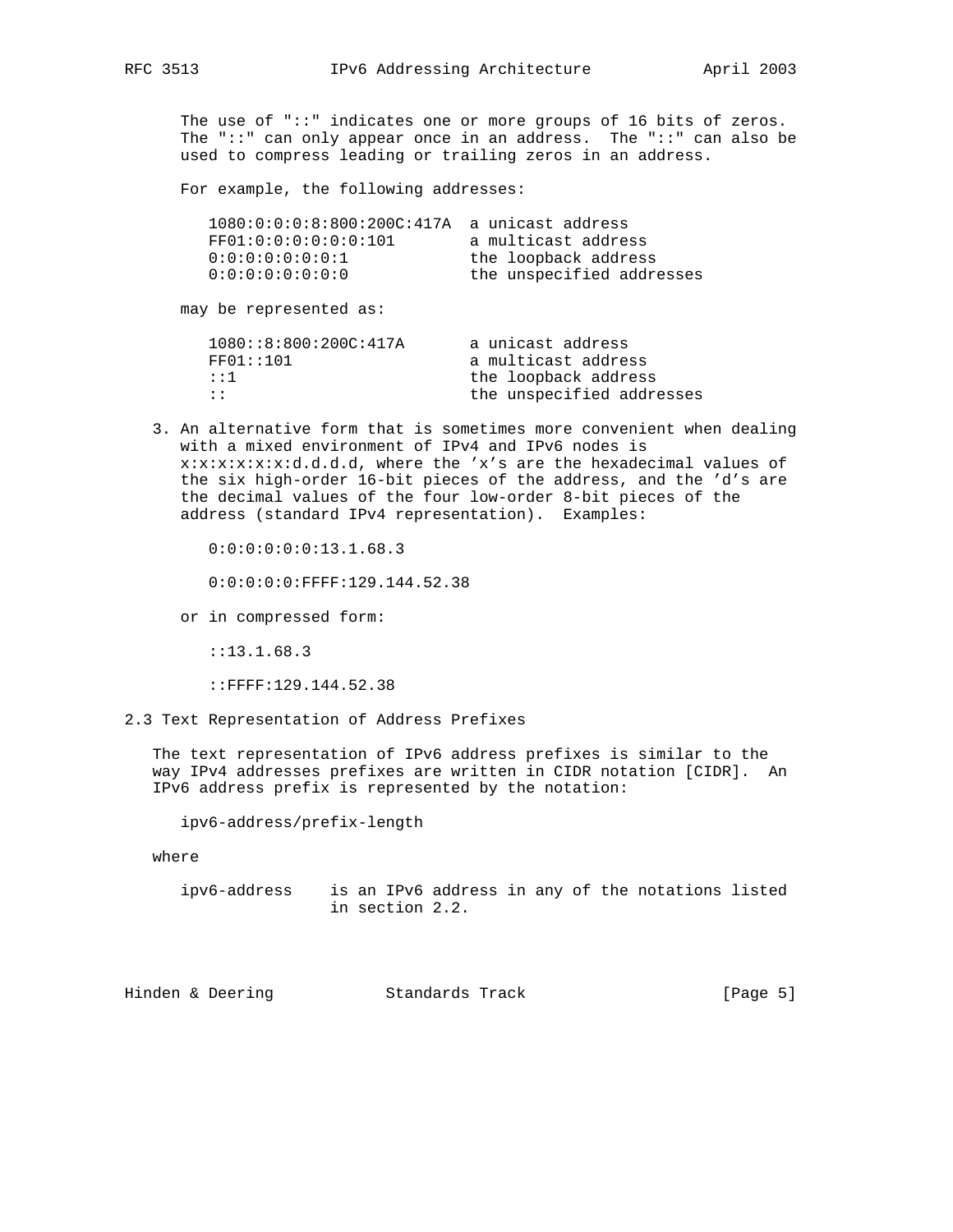The use of "::" indicates one or more groups of 16 bits of zeros. The "::" can only appear once in an address. The "::" can also be used to compress leading or trailing zeros in an address.

For example, the following addresses:

```
1080:0:0:0:8:800:200C:417A  a unicast address
FF01:0:0:0:0:0:0:101        a multicast address
0:0:0:0:0:0:0:1             the loopback address
0:0:0:0:0:0:0:0             the unspecified addresses
```

may be represented as:

```
1080::8:800:200C:417A       a unicast address
FF01::101                   a multicast address
::1                         the loopback address
::                          the unspecified addresses
```

3. An alternative form that is sometimes more convenient when dealing with a mixed environment of IPv4 and IPv6 nodes is x:x:x:x:x:x:d.d.d.d, where the 'x's are the hexadecimal values of the six high-order 16-bit pieces of the address, and the 'd's are the decimal values of the four low-order 8-bit pieces of the address (standard IPv4 representation). Examples:

   ```
   0:0:0:0:0:0:13.1.68.3

   0:0:0:0:0:FFFF:129.144.52.38
   ```

   or in compressed form:

   ```
   ::13.1.68.3

   ::FFFF:129.144.52.38
   ```

## 2.3 Text Representation of Address Prefixes

The text representation of IPv6 address prefixes is similar to the way IPv4 addresses prefixes are written in CIDR notation [CIDR]. An IPv6 address prefix is represented by the notation:

```
ipv6-address/prefix-length
```

where

ipv6-address    is an IPv6 address in any of the notations listed in section 2.2.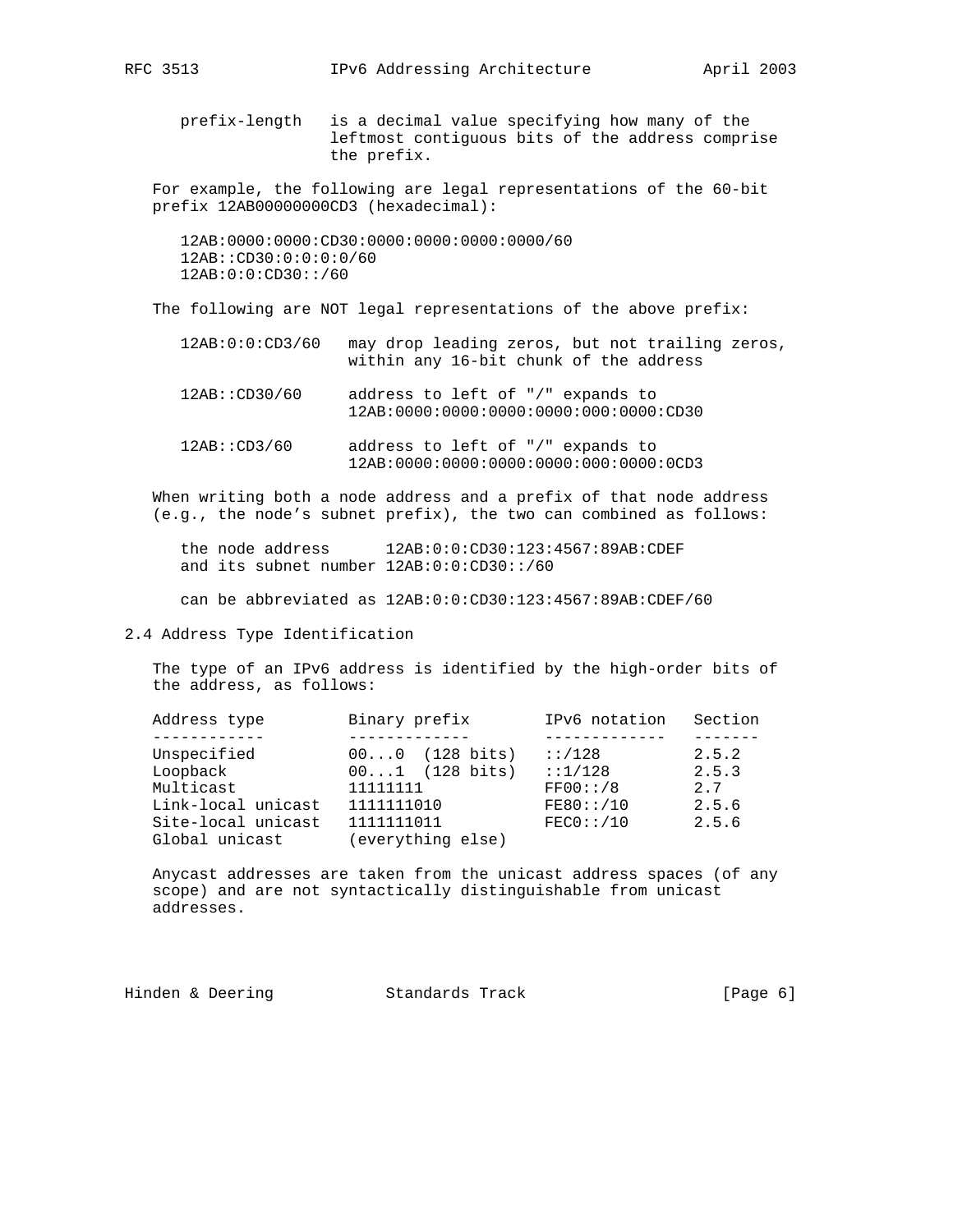prefix-length is a decimal value specifying how many of the leftmost contiguous bits of the address comprise the prefix.

For example, the following are legal representations of the 60-bit prefix 12AB00000000CD3 (hexadecimal):

```
12AB:0000:0000:CD30:0000:0000:0000:0000/60
12AB::CD30:0:0:0:0/60
12AB:0:0:CD30::/60
```

The following are NOT legal representations of the above prefix:

```
12AB:0:0:CD3/60   may drop leading zeros, but not trailing zeros,
                  within any 16-bit chunk of the address

12AB::CD30/60     address to left of "/" expands to
                  12AB:0000:0000:0000:0000:000:0000:CD30

12AB::CD3/60      address to left of "/" expands to
                  12AB:0000:0000:0000:0000:000:0000:0CD3
```

When writing both a node address and a prefix of that node address (e.g., the node's subnet prefix), the two can combined as follows:

```
the node address      12AB:0:0:CD30:123:4567:89AB:CDEF
and its subnet number 12AB:0:0:CD30::/60

can be abbreviated as 12AB:0:0:CD30:123:4567:89AB:CDEF/60
```

## 2.4 Address Type Identification

The type of an IPv6 address is identified by the high-order bits of the address, as follows:

| Address type | Binary prefix | IPv6 notation | Section |
|---|---|---|---|
| Unspecified | 00...0 (128 bits) | ::/128 | 2.5.2 |
| Loopback | 00...1 (128 bits) | ::1/128 | 2.5.3 |
| Multicast | 11111111 | FF00::/8 | 2.7 |
| Link-local unicast | 1111111010 | FE80::/10 | 2.5.6 |
| Site-local unicast | 1111111011 | FEC0::/10 | 2.5.6 |
| Global unicast | (everything else) | | |

Anycast addresses are taken from the unicast address spaces (of any scope) and are not syntactically distinguishable from unicast addresses.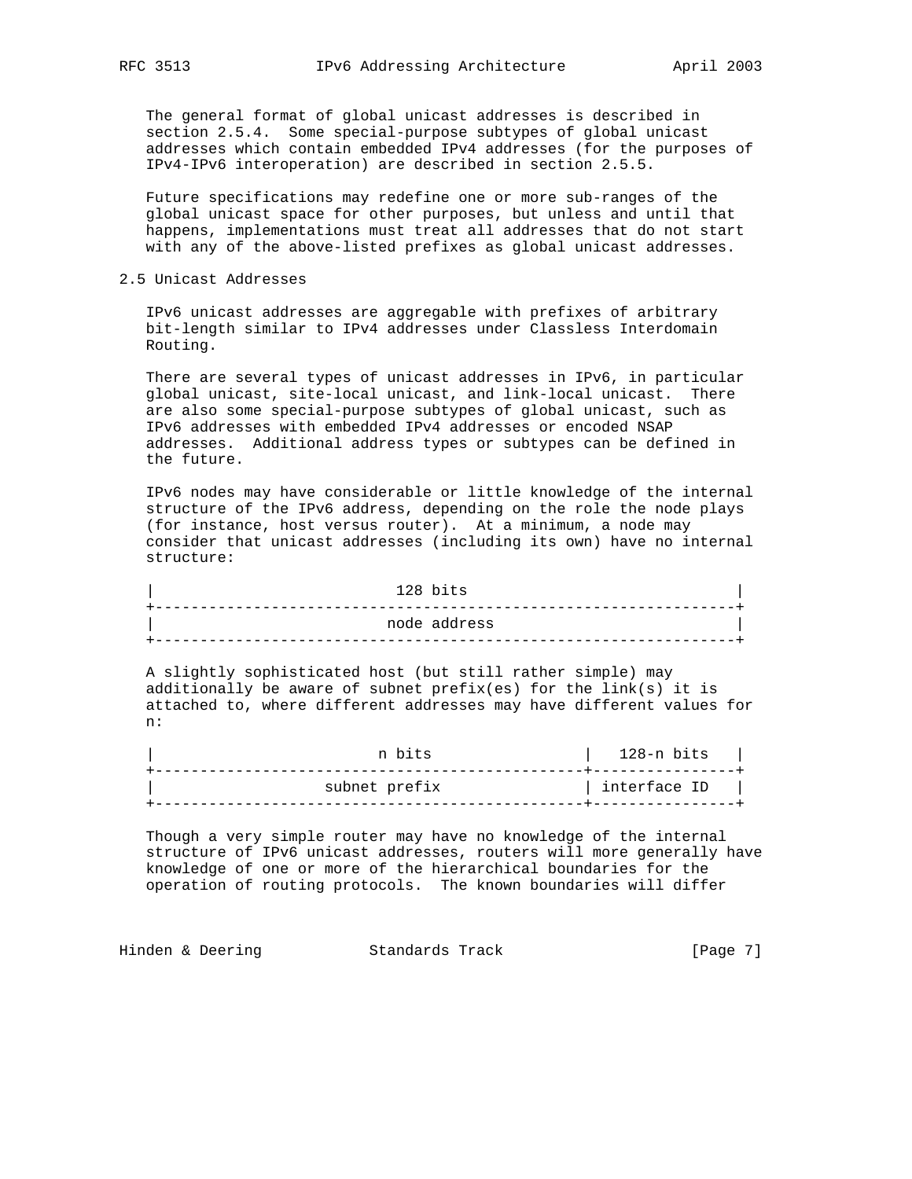The general format of global unicast addresses is described in section 2.5.4. Some special-purpose subtypes of global unicast addresses which contain embedded IPv4 addresses (for the purposes of IPv4-IPv6 interoperation) are described in section 2.5.5.

Future specifications may redefine one or more sub-ranges of the global unicast space for other purposes, but unless and until that happens, implementations must treat all addresses that do not start with any of the above-listed prefixes as global unicast addresses.

## 2.5 Unicast Addresses

IPv6 unicast addresses are aggregable with prefixes of arbitrary bit-length similar to IPv4 addresses under Classless Interdomain Routing.

There are several types of unicast addresses in IPv6, in particular global unicast, site-local unicast, and link-local unicast. There are also some special-purpose subtypes of global unicast, such as IPv6 addresses with embedded IPv4 addresses or encoded NSAP addresses. Additional address types or subtypes can be defined in the future.

IPv6 nodes may have considerable or little knowledge of the internal structure of the IPv6 address, depending on the role the node plays (for instance, host versus router). At a minimum, a node may consider that unicast addresses (including its own) have no internal structure:

```
|                           128 bits                              |
+-----------------------------------------------------------------+
|                          node address                           |
+-----------------------------------------------------------------+
```

A slightly sophisticated host (but still rather simple) may additionally be aware of subnet prefix(es) for the link(s) it is attached to, where different addresses may have different values for n:

```
|                         n bits                 |   128-n bits   |
+------------------------------------------------+----------------+
|                   subnet prefix                | interface ID   |
+------------------------------------------------+----------------+
```

Though a very simple router may have no knowledge of the internal structure of IPv6 unicast addresses, routers will more generally have knowledge of one or more of the hierarchical boundaries for the operation of routing protocols. The known boundaries will differ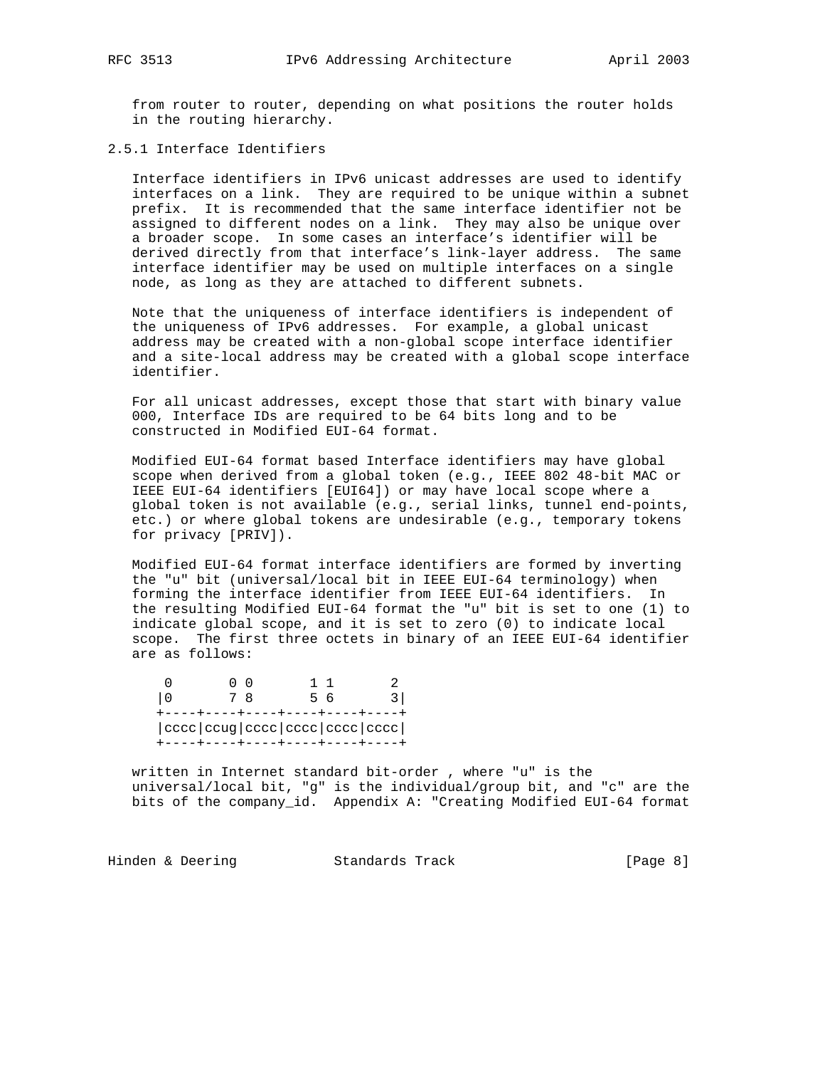from router to router, depending on what positions the router holds in the routing hierarchy.

### 2.5.1 Interface Identifiers

Interface identifiers in IPv6 unicast addresses are used to identify interfaces on a link. They are required to be unique within a subnet prefix. It is recommended that the same interface identifier not be assigned to different nodes on a link. They may also be unique over a broader scope. In some cases an interface's identifier will be derived directly from that interface's link-layer address. The same interface identifier may be used on multiple interfaces on a single node, as long as they are attached to different subnets.

Note that the uniqueness of interface identifiers is independent of the uniqueness of IPv6 addresses. For example, a global unicast address may be created with a non-global scope interface identifier and a site-local address may be created with a global scope interface identifier.

For all unicast addresses, except those that start with binary value 000, Interface IDs are required to be 64 bits long and to be constructed in Modified EUI-64 format.

Modified EUI-64 format based Interface identifiers may have global scope when derived from a global token (e.g., IEEE 802 48-bit MAC or IEEE EUI-64 identifiers [EUI64]) or may have local scope where a global token is not available (e.g., serial links, tunnel end-points, etc.) or where global tokens are undesirable (e.g., temporary tokens for privacy [PRIV]).

Modified EUI-64 format interface identifiers are formed by inverting the "u" bit (universal/local bit in IEEE EUI-64 terminology) when forming the interface identifier from IEEE EUI-64 identifiers. In the resulting Modified EUI-64 format the "u" bit is set to one (1) to indicate global scope, and it is set to zero (0) to indicate local scope. The first three octets in binary of an IEEE EUI-64 identifier are as follows:

```
 0       0 0       1 1       2
|0       7 8       5 6       3|
+----+----+----+----+----+----+
|cccc|ccug|cccc|cccc|cccc|cccc|
+----+----+----+----+----+----+
```

written in Internet standard bit-order , where "u" is the universal/local bit, "g" is the individual/group bit, and "c" are the bits of the company_id. Appendix A: "Creating Modified EUI-64 format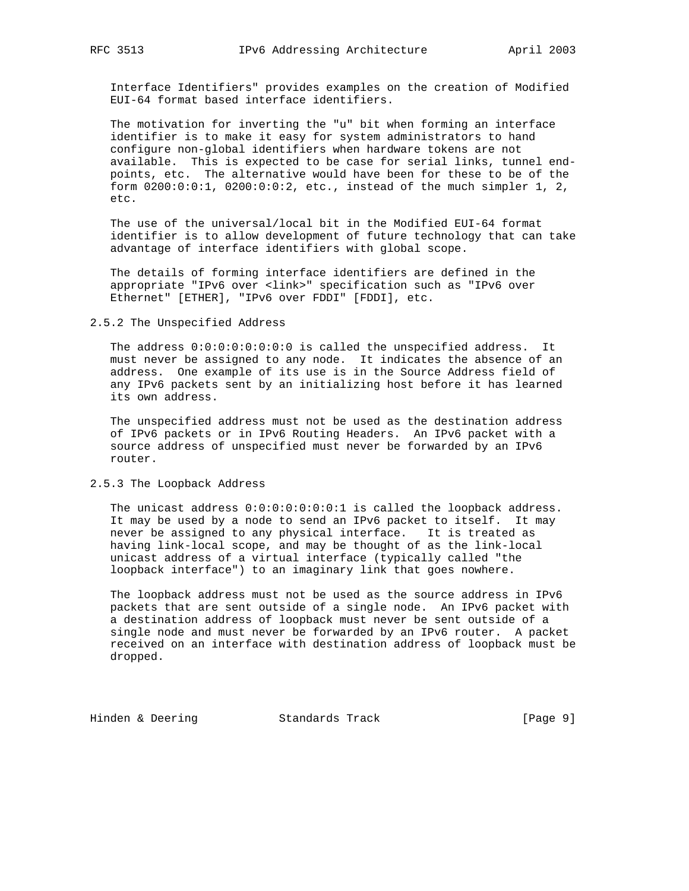Interface Identifiers" provides examples on the creation of Modified EUI-64 format based interface identifiers.

The motivation for inverting the "u" bit when forming an interface identifier is to make it easy for system administrators to hand configure non-global identifiers when hardware tokens are not available. This is expected to be case for serial links, tunnel end-points, etc. The alternative would have been for these to be of the form 0200:0:0:1, 0200:0:0:2, etc., instead of the much simpler 1, 2, etc.

The use of the universal/local bit in the Modified EUI-64 format identifier is to allow development of future technology that can take advantage of interface identifiers with global scope.

The details of forming interface identifiers are defined in the appropriate "IPv6 over <link>" specification such as "IPv6 over Ethernet" [ETHER], "IPv6 over FDDI" [FDDI], etc.

### 2.5.2 The Unspecified Address

The address 0:0:0:0:0:0:0:0 is called the unspecified address. It must never be assigned to any node. It indicates the absence of an address. One example of its use is in the Source Address field of any IPv6 packets sent by an initializing host before it has learned its own address.

The unspecified address must not be used as the destination address of IPv6 packets or in IPv6 Routing Headers. An IPv6 packet with a source address of unspecified must never be forwarded by an IPv6 router.

### 2.5.3 The Loopback Address

The unicast address 0:0:0:0:0:0:0:1 is called the loopback address. It may be used by a node to send an IPv6 packet to itself. It may never be assigned to any physical interface. It is treated as having link-local scope, and may be thought of as the link-local unicast address of a virtual interface (typically called "the loopback interface") to an imaginary link that goes nowhere.

The loopback address must not be used as the source address in IPv6 packets that are sent outside of a single node. An IPv6 packet with a destination address of loopback must never be sent outside of a single node and must never be forwarded by an IPv6 router. A packet received on an interface with destination address of loopback must be dropped.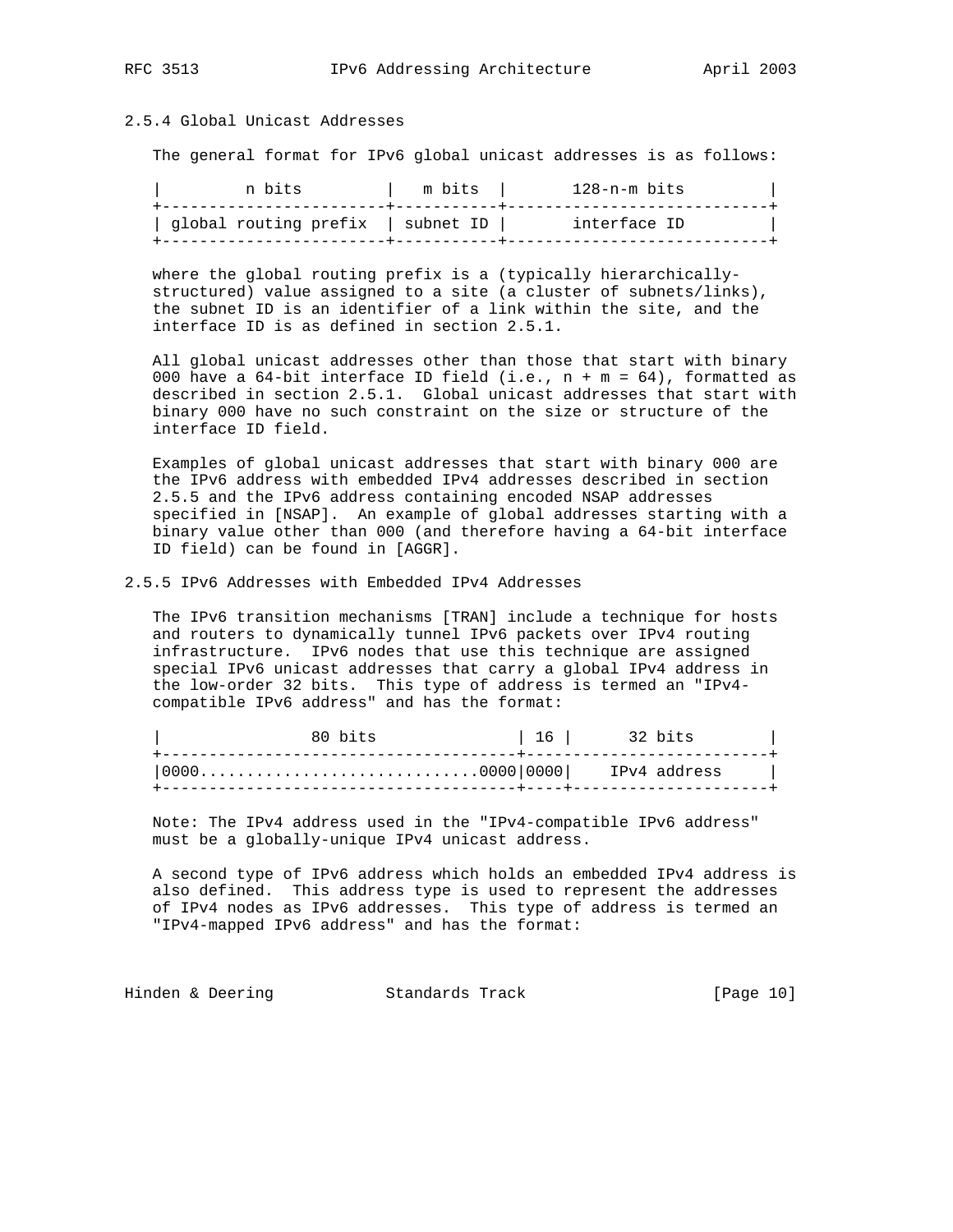### 2.5.4 Global Unicast Addresses

The general format for IPv6 global unicast addresses is as follows:

```
|         n bits         |   m bits  |       128-n-m bits         |
+------------------------+-----------+----------------------------+
| global routing prefix  | subnet ID |       interface ID         |
+------------------------+-----------+----------------------------+
```

where the global routing prefix is a (typically hierarchically-structured) value assigned to a site (a cluster of subnets/links), the subnet ID is an identifier of a link within the site, and the interface ID is as defined in section 2.5.1.

All global unicast addresses other than those that start with binary 000 have a 64-bit interface ID field (i.e., n + m = 64), formatted as described in section 2.5.1. Global unicast addresses that start with binary 000 have no such constraint on the size or structure of the interface ID field.

Examples of global unicast addresses that start with binary 000 are the IPv6 address with embedded IPv4 addresses described in section 2.5.5 and the IPv6 address containing encoded NSAP addresses specified in [NSAP]. An example of global addresses starting with a binary value other than 000 (and therefore having a 64-bit interface ID field) can be found in [AGGR].

### 2.5.5 IPv6 Addresses with Embedded IPv4 Addresses

The IPv6 transition mechanisms [TRAN] include a technique for hosts and routers to dynamically tunnel IPv6 packets over IPv4 routing infrastructure. IPv6 nodes that use this technique are assigned special IPv6 unicast addresses that carry a global IPv4 address in the low-order 32 bits. This type of address is termed an "IPv4-compatible IPv6 address" and has the format:

```
|                80 bits               | 16 |      32 bits        |
+--------------------------------------+--------------------------+
|0000..............................0000|0000|    IPv4 address     |
+--------------------------------------+----+---------------------+
```

Note: The IPv4 address used in the "IPv4-compatible IPv6 address" must be a globally-unique IPv4 unicast address.

A second type of IPv6 address which holds an embedded IPv4 address is also defined. This address type is used to represent the addresses of IPv4 nodes as IPv6 addresses. This type of address is termed an "IPv4-mapped IPv6 address" and has the format: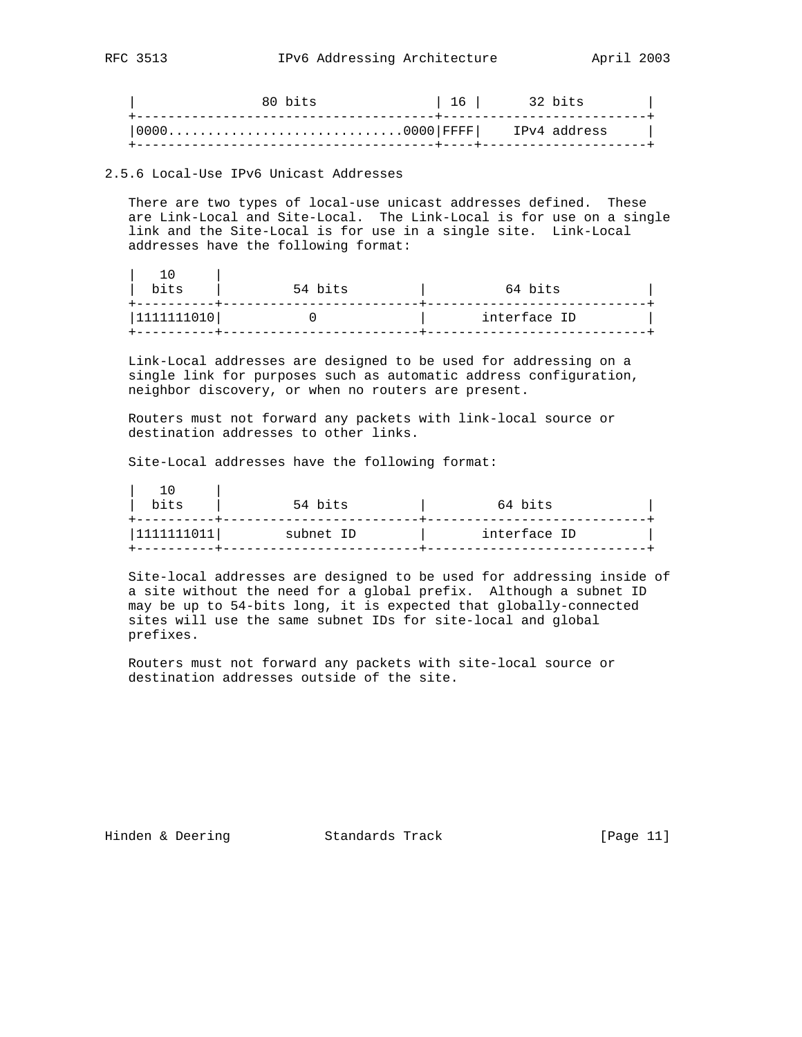```
|                80 bits               | 16 |      32 bits        |
+--------------------------------------+--------------------------+
|0000..............................0000|FFFF|    IPv4 address     |
+--------------------------------------+----+---------------------+
```

### 2.5.6 Local-Use IPv6 Unicast Addresses

There are two types of local-use unicast addresses defined. These are Link-Local and Site-Local. The Link-Local is for use on a single link and the Site-Local is for use in a single site. Link-Local addresses have the following format:

```
|   10     |
|  bits    |         54 bits         |          64 bits           |
+----------+-------------------------+----------------------------+
|1111111010|           0             |       interface ID         |
+----------+-------------------------+----------------------------+
```

Link-Local addresses are designed to be used for addressing on a single link for purposes such as automatic address configuration, neighbor discovery, or when no routers are present.

Routers must not forward any packets with link-local source or destination addresses to other links.

Site-Local addresses have the following format:

```
|   10     |
|  bits    |         54 bits         |         64 bits            |
+----------+-------------------------+----------------------------+
|1111111011|        subnet ID        |       interface ID         |
+----------+-------------------------+----------------------------+
```

Site-local addresses are designed to be used for addressing inside of a site without the need for a global prefix. Although a subnet ID may be up to 54-bits long, it is expected that globally-connected sites will use the same subnet IDs for site-local and global prefixes.

Routers must not forward any packets with site-local source or destination addresses outside of the site.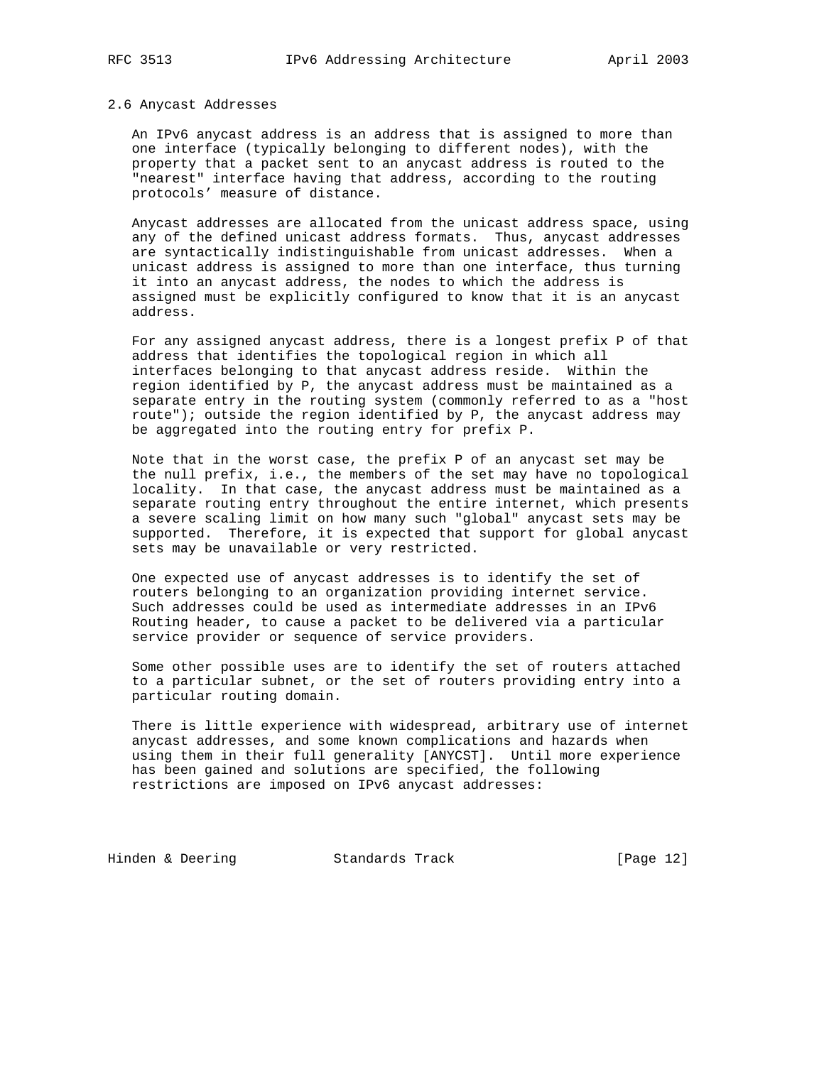## 2.6 Anycast Addresses

An IPv6 anycast address is an address that is assigned to more than one interface (typically belonging to different nodes), with the property that a packet sent to an anycast address is routed to the "nearest" interface having that address, according to the routing protocols' measure of distance.

Anycast addresses are allocated from the unicast address space, using any of the defined unicast address formats. Thus, anycast addresses are syntactically indistinguishable from unicast addresses. When a unicast address is assigned to more than one interface, thus turning it into an anycast address, the nodes to which the address is assigned must be explicitly configured to know that it is an anycast address.

For any assigned anycast address, there is a longest prefix P of that address that identifies the topological region in which all interfaces belonging to that anycast address reside. Within the region identified by P, the anycast address must be maintained as a separate entry in the routing system (commonly referred to as a "host route"); outside the region identified by P, the anycast address may be aggregated into the routing entry for prefix P.

Note that in the worst case, the prefix P of an anycast set may be the null prefix, i.e., the members of the set may have no topological locality. In that case, the anycast address must be maintained as a separate routing entry throughout the entire internet, which presents a severe scaling limit on how many such "global" anycast sets may be supported. Therefore, it is expected that support for global anycast sets may be unavailable or very restricted.

One expected use of anycast addresses is to identify the set of routers belonging to an organization providing internet service. Such addresses could be used as intermediate addresses in an IPv6 Routing header, to cause a packet to be delivered via a particular service provider or sequence of service providers.

Some other possible uses are to identify the set of routers attached to a particular subnet, or the set of routers providing entry into a particular routing domain.

There is little experience with widespread, arbitrary use of internet anycast addresses, and some known complications and hazards when using them in their full generality [ANYCST]. Until more experience has been gained and solutions are specified, the following restrictions are imposed on IPv6 anycast addresses: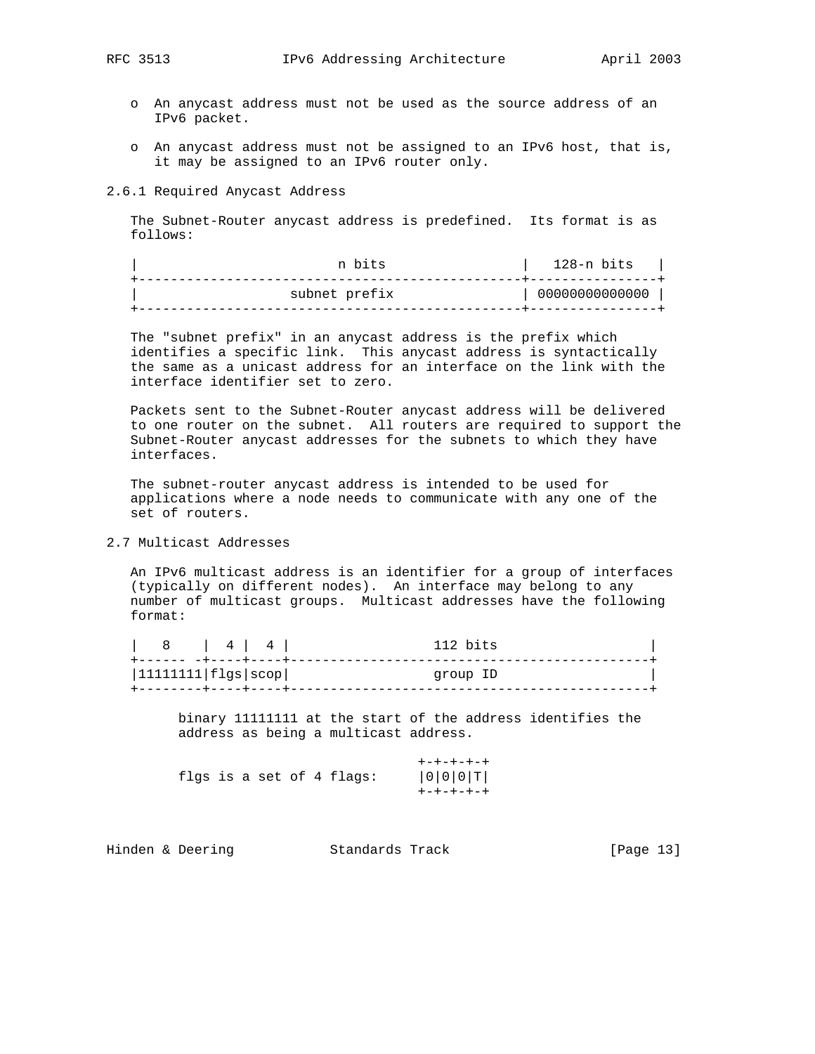- An anycast address must not be used as the source address of an IPv6 packet.

- An anycast address must not be assigned to an IPv6 host, that is, it may be assigned to an IPv6 router only.

### 2.6.1 Required Anycast Address

The Subnet-Router anycast address is predefined. Its format is as follows:

```
|                         n bits                 |   128-n bits   |
+------------------------------------------------+----------------+
|                   subnet prefix                | 00000000000000 |
+------------------------------------------------+----------------+
```

The "subnet prefix" in an anycast address is the prefix which identifies a specific link. This anycast address is syntactically the same as a unicast address for an interface on the link with the interface identifier set to zero.

Packets sent to the Subnet-Router anycast address will be delivered to one router on the subnet. All routers are required to support the Subnet-Router anycast addresses for the subnets to which they have interfaces.

The subnet-router anycast address is intended to be used for applications where a node needs to communicate with any one of the set of routers.

## 2.7 Multicast Addresses

An IPv6 multicast address is an identifier for a group of interfaces (typically on different nodes). An interface may belong to any number of multicast groups. Multicast addresses have the following format:

```
|   8    |  4 |  4 |                  112 bits                   |
+------ -+----+----+---------------------------------------------+
|11111111|flgs|scop|                  group ID                   |
+--------+----+----+---------------------------------------------+
```

binary 11111111 at the start of the address identifies the address as being a multicast address.

```
                                    +-+-+-+-+
      flgs is a set of 4 flags:     |0|0|0|T|
                                    +-+-+-+-+
```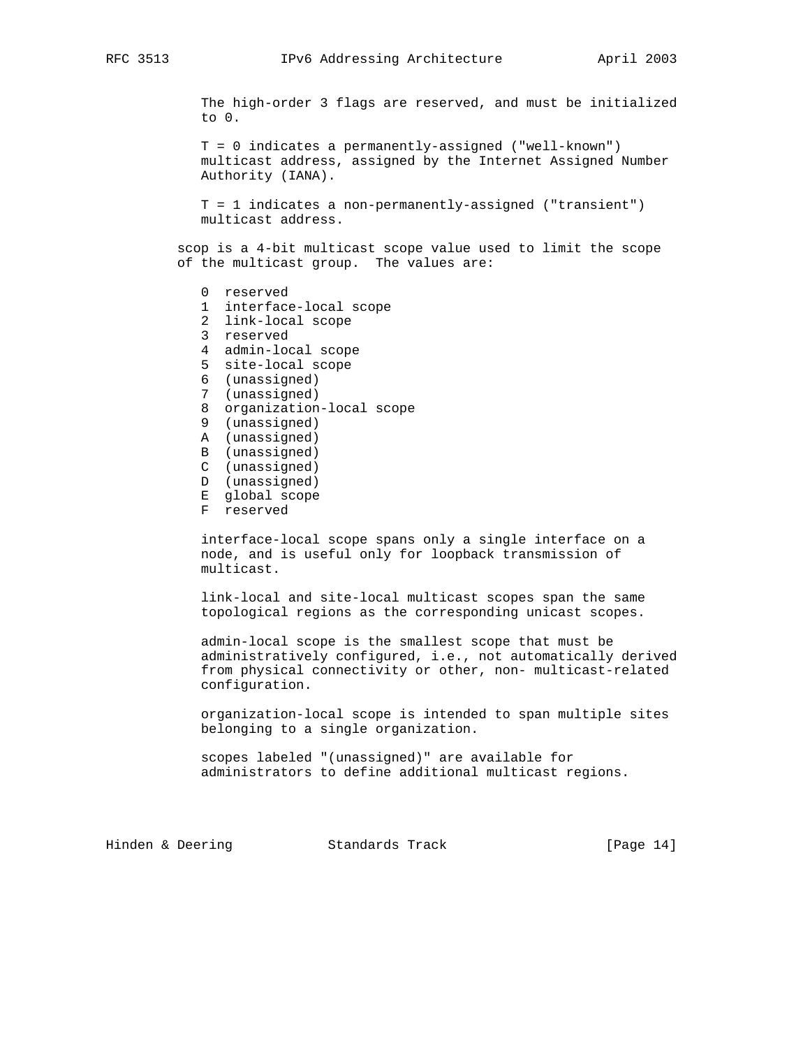The high-order 3 flags are reserved, and must be initialized to 0.

T = 0 indicates a permanently-assigned ("well-known") multicast address, assigned by the Internet Assigned Number Authority (IANA).

T = 1 indicates a non-permanently-assigned ("transient") multicast address.

scop is a 4-bit multicast scope value used to limit the scope of the multicast group. The values are:

```
0  reserved
1  interface-local scope
2  link-local scope
3  reserved
4  admin-local scope
5  site-local scope
6  (unassigned)
7  (unassigned)
8  organization-local scope
9  (unassigned)
A  (unassigned)
B  (unassigned)
C  (unassigned)
D  (unassigned)
E  global scope
F  reserved
```

interface-local scope spans only a single interface on a node, and is useful only for loopback transmission of multicast.

link-local and site-local multicast scopes span the same topological regions as the corresponding unicast scopes.

admin-local scope is the smallest scope that must be administratively configured, i.e., not automatically derived from physical connectivity or other, non- multicast-related configuration.

organization-local scope is intended to span multiple sites belonging to a single organization.

scopes labeled "(unassigned)" are available for administrators to define additional multicast regions.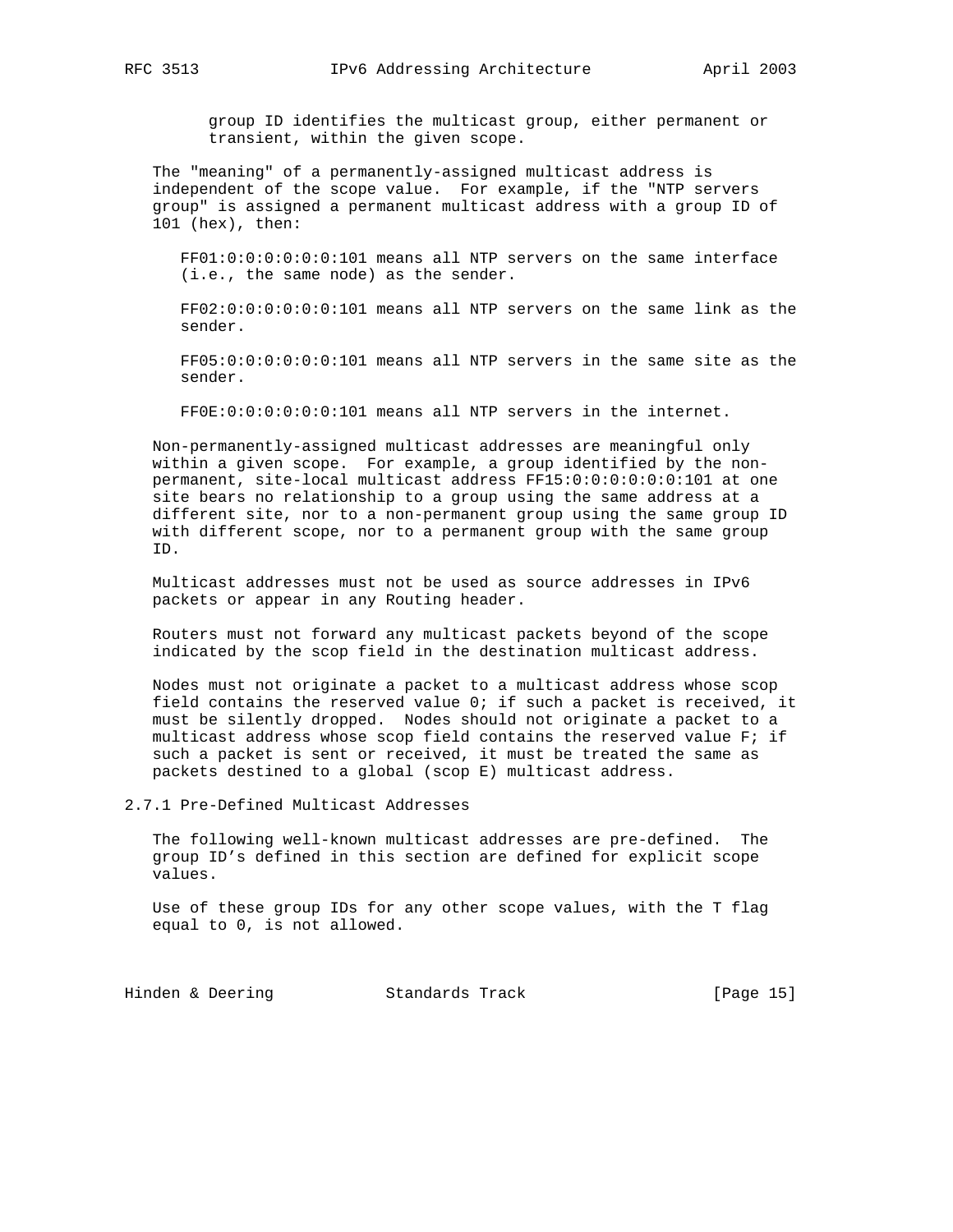group ID identifies the multicast group, either permanent or transient, within the given scope.

The "meaning" of a permanently-assigned multicast address is independent of the scope value. For example, if the "NTP servers group" is assigned a permanent multicast address with a group ID of 101 (hex), then:

FF01:0:0:0:0:0:0:101 means all NTP servers on the same interface (i.e., the same node) as the sender.

FF02:0:0:0:0:0:0:101 means all NTP servers on the same link as the sender.

FF05:0:0:0:0:0:0:101 means all NTP servers in the same site as the sender.

FF0E:0:0:0:0:0:0:101 means all NTP servers in the internet.

Non-permanently-assigned multicast addresses are meaningful only within a given scope. For example, a group identified by the non-permanent, site-local multicast address FF15:0:0:0:0:0:0:101 at one site bears no relationship to a group using the same address at a different site, nor to a non-permanent group using the same group ID with different scope, nor to a permanent group with the same group ID.

Multicast addresses must not be used as source addresses in IPv6 packets or appear in any Routing header.

Routers must not forward any multicast packets beyond of the scope indicated by the scop field in the destination multicast address.

Nodes must not originate a packet to a multicast address whose scop field contains the reserved value 0; if such a packet is received, it must be silently dropped. Nodes should not originate a packet to a multicast address whose scop field contains the reserved value F; if such a packet is sent or received, it must be treated the same as packets destined to a global (scop E) multicast address.

### 2.7.1 Pre-Defined Multicast Addresses

The following well-known multicast addresses are pre-defined. The group ID's defined in this section are defined for explicit scope values.

Use of these group IDs for any other scope values, with the T flag equal to 0, is not allowed.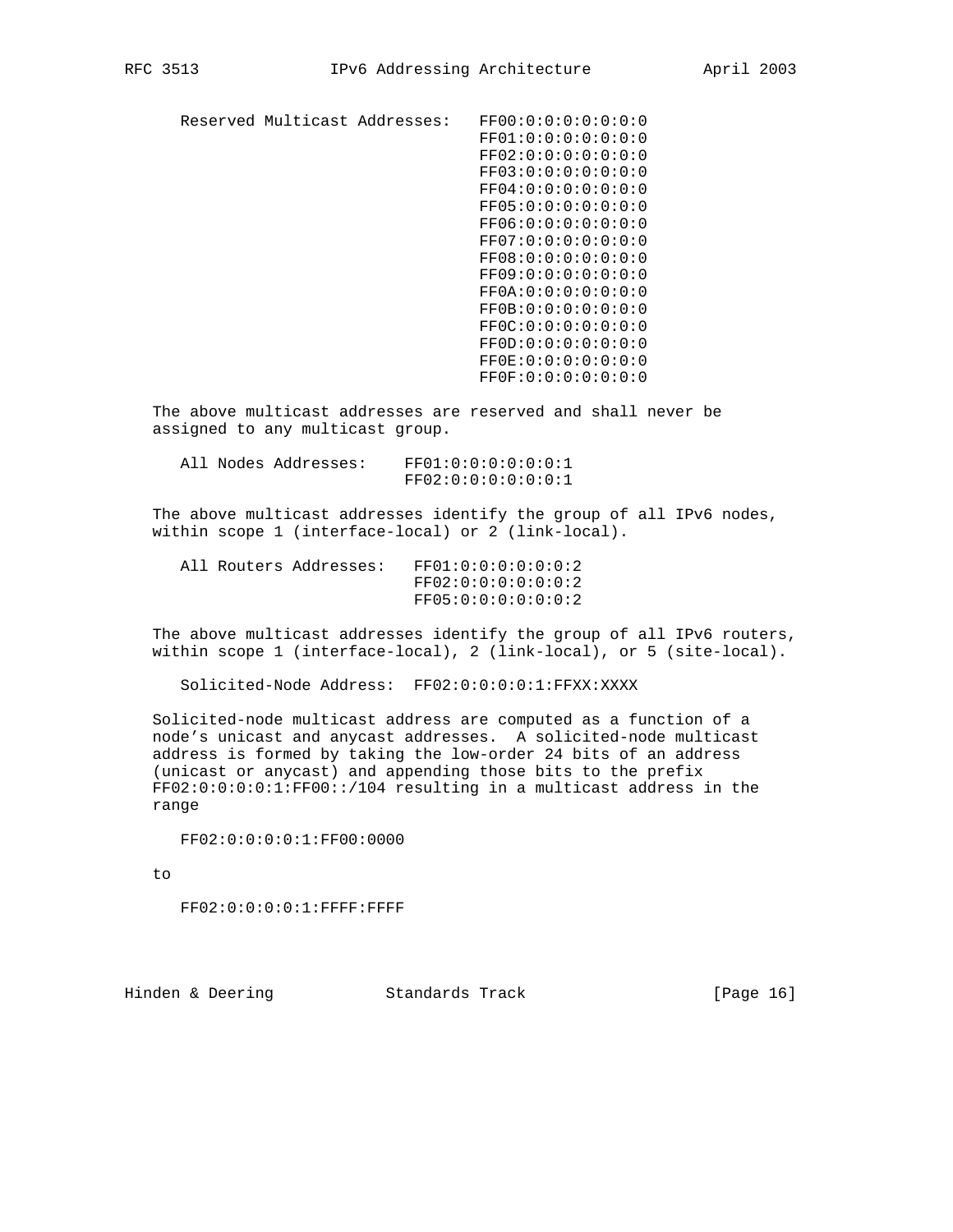```
Reserved Multicast Addresses:   FF00:0:0:0:0:0:0:0
                                FF01:0:0:0:0:0:0:0
                                FF02:0:0:0:0:0:0:0
                                FF03:0:0:0:0:0:0:0
                                FF04:0:0:0:0:0:0:0
                                FF05:0:0:0:0:0:0:0
                                FF06:0:0:0:0:0:0:0
                                FF07:0:0:0:0:0:0:0
                                FF08:0:0:0:0:0:0:0
                                FF09:0:0:0:0:0:0:0
                                FF0A:0:0:0:0:0:0:0
                                FF0B:0:0:0:0:0:0:0
                                FF0C:0:0:0:0:0:0:0
                                FF0D:0:0:0:0:0:0:0
                                FF0E:0:0:0:0:0:0:0
                                FF0F:0:0:0:0:0:0:0
```

The above multicast addresses are reserved and shall never be assigned to any multicast group.

```
All Nodes Addresses:    FF01:0:0:0:0:0:0:1
                        FF02:0:0:0:0:0:0:1
```

The above multicast addresses identify the group of all IPv6 nodes, within scope 1 (interface-local) or 2 (link-local).

```
All Routers Addresses:   FF01:0:0:0:0:0:0:2
                         FF02:0:0:0:0:0:0:2
                         FF05:0:0:0:0:0:0:2
```

The above multicast addresses identify the group of all IPv6 routers, within scope 1 (interface-local), 2 (link-local), or 5 (site-local).

```
Solicited-Node Address:  FF02:0:0:0:0:1:FFXX:XXXX
```

Solicited-node multicast address are computed as a function of a node's unicast and anycast addresses.  A solicited-node multicast address is formed by taking the low-order 24 bits of an address (unicast or anycast) and appending those bits to the prefix FF02:0:0:0:0:1:FF00::/104 resulting in a multicast address in the range

```
FF02:0:0:0:0:1:FF00:0000
```

to

```
FF02:0:0:0:0:1:FFFF:FFFF
```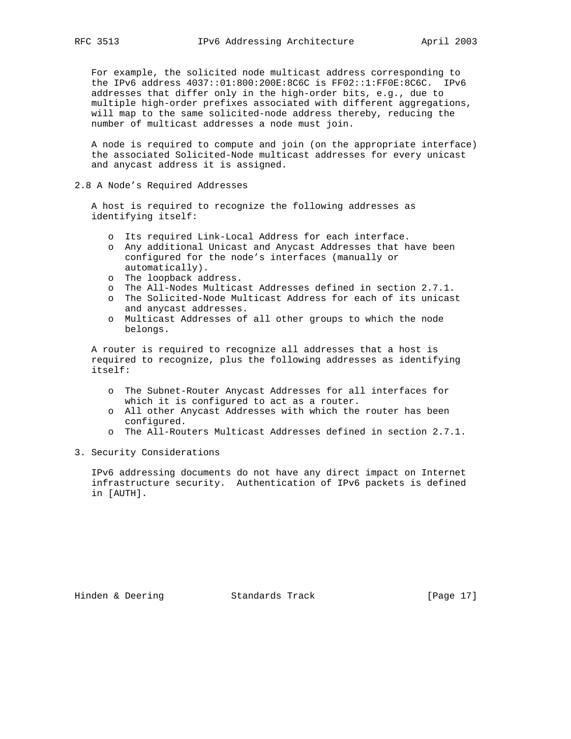For example, the solicited node multicast address corresponding to the IPv6 address 4037::01:800:200E:8C6C is FF02::1:FF0E:8C6C. IPv6 addresses that differ only in the high-order bits, e.g., due to multiple high-order prefixes associated with different aggregations, will map to the same solicited-node address thereby, reducing the number of multicast addresses a node must join.

A node is required to compute and join (on the appropriate interface) the associated Solicited-Node multicast addresses for every unicast and anycast address it is assigned.

## 2.8 A Node's Required Addresses

A host is required to recognize the following addresses as identifying itself:

- Its required Link-Local Address for each interface.
- Any additional Unicast and Anycast Addresses that have been configured for the node's interfaces (manually or automatically).
- The loopback address.
- The All-Nodes Multicast Addresses defined in section 2.7.1.
- The Solicited-Node Multicast Address for each of its unicast and anycast addresses.
- Multicast Addresses of all other groups to which the node belongs.

A router is required to recognize all addresses that a host is required to recognize, plus the following addresses as identifying itself:

- The Subnet-Router Anycast Addresses for all interfaces for which it is configured to act as a router.
- All other Anycast Addresses with which the router has been configured.
- The All-Routers Multicast Addresses defined in section 2.7.1.

# 3. Security Considerations

IPv6 addressing documents do not have any direct impact on Internet infrastructure security. Authentication of IPv6 packets is defined in [AUTH].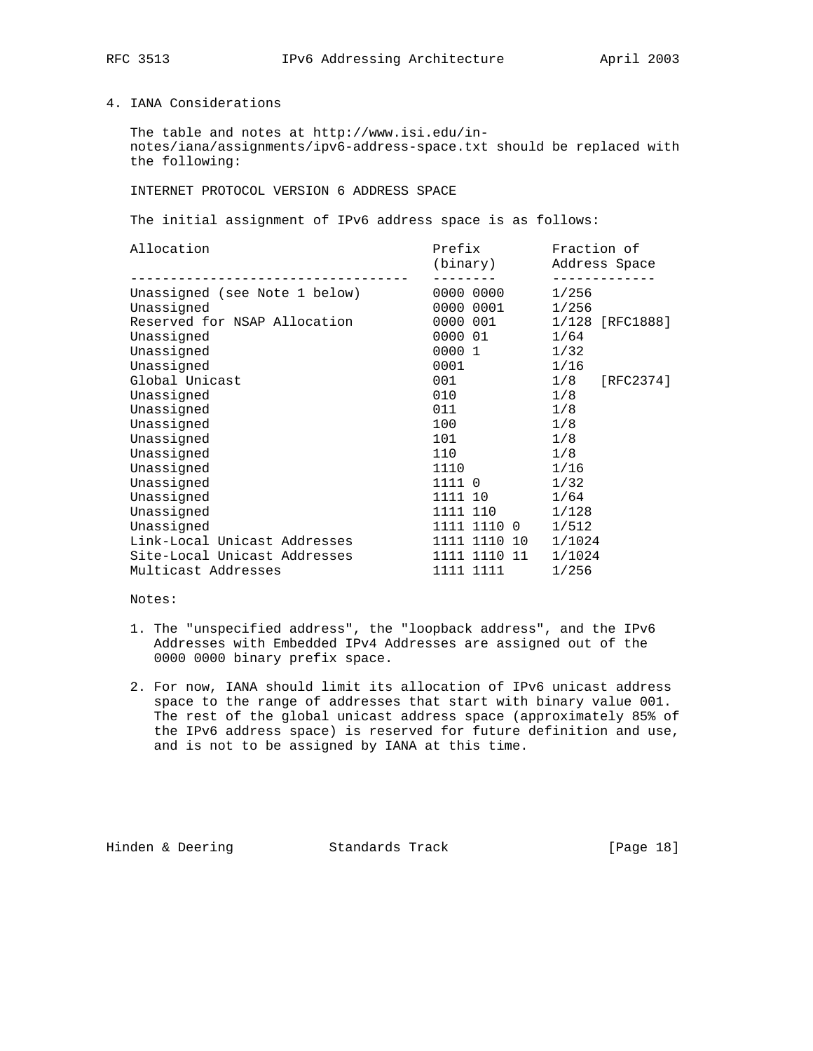## 4. IANA Considerations

The table and notes at http://www.isi.edu/in-notes/iana/assignments/ipv6-address-space.txt should be replaced with the following:

INTERNET PROTOCOL VERSION 6 ADDRESS SPACE

The initial assignment of IPv6 address space is as follows:

| Allocation | Prefix (binary) | Fraction of Address Space |
|---|---|---|
| Unassigned (see Note 1 below) | 0000 0000 | 1/256 |
| Unassigned | 0000 0001 | 1/256 |
| Reserved for NSAP Allocation | 0000 001 | 1/128 [RFC1888] |
| Unassigned | 0000 01 | 1/64 |
| Unassigned | 0000 1 | 1/32 |
| Unassigned | 0001 | 1/16 |
| Global Unicast | 001 | 1/8 [RFC2374] |
| Unassigned | 010 | 1/8 |
| Unassigned | 011 | 1/8 |
| Unassigned | 100 | 1/8 |
| Unassigned | 101 | 1/8 |
| Unassigned | 110 | 1/8 |
| Unassigned | 1110 | 1/16 |
| Unassigned | 1111 0 | 1/32 |
| Unassigned | 1111 10 | 1/64 |
| Unassigned | 1111 110 | 1/128 |
| Unassigned | 1111 1110 0 | 1/512 |
| Link-Local Unicast Addresses | 1111 1110 10 | 1/1024 |
| Site-Local Unicast Addresses | 1111 1110 11 | 1/1024 |
| Multicast Addresses | 1111 1111 | 1/256 |

Notes:

1. The "unspecified address", the "loopback address", and the IPv6 Addresses with Embedded IPv4 Addresses are assigned out of the 0000 0000 binary prefix space.

2. For now, IANA should limit its allocation of IPv6 unicast address space to the range of addresses that start with binary value 001. The rest of the global unicast address space (approximately 85% of the IPv6 address space) is reserved for future definition and use, and is not to be assigned by IANA at this time.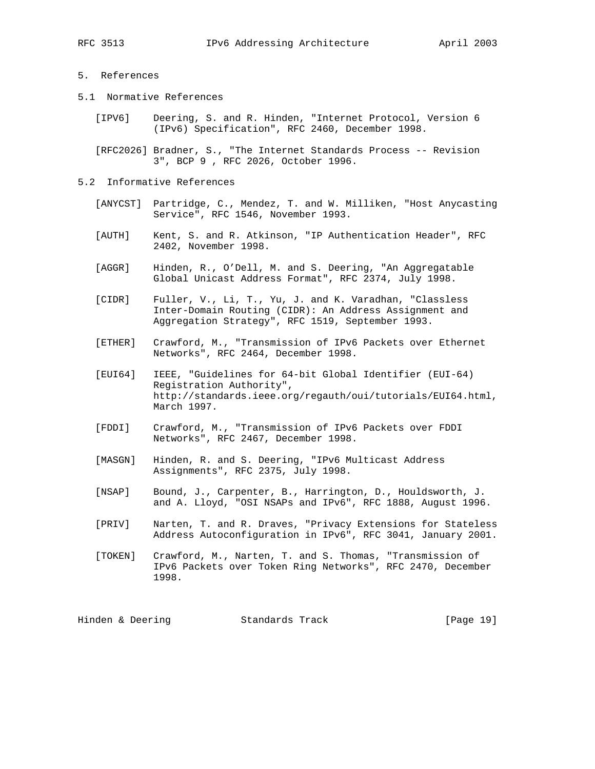## 5. References

### 5.1 Normative References

[IPV6] Deering, S. and R. Hinden, "Internet Protocol, Version 6 (IPv6) Specification", RFC 2460, December 1998.

[RFC2026] Bradner, S., "The Internet Standards Process -- Revision 3", BCP 9 , RFC 2026, October 1996.

### 5.2 Informative References

[ANYCST] Partridge, C., Mendez, T. and W. Milliken, "Host Anycasting Service", RFC 1546, November 1993.

[AUTH] Kent, S. and R. Atkinson, "IP Authentication Header", RFC 2402, November 1998.

[AGGR] Hinden, R., O'Dell, M. and S. Deering, "An Aggregatable Global Unicast Address Format", RFC 2374, July 1998.

[CIDR] Fuller, V., Li, T., Yu, J. and K. Varadhan, "Classless Inter-Domain Routing (CIDR): An Address Assignment and Aggregation Strategy", RFC 1519, September 1993.

[ETHER] Crawford, M., "Transmission of IPv6 Packets over Ethernet Networks", RFC 2464, December 1998.

[EUI64] IEEE, "Guidelines for 64-bit Global Identifier (EUI-64) Registration Authority", http://standards.ieee.org/regauth/oui/tutorials/EUI64.html, March 1997.

[FDDI] Crawford, M., "Transmission of IPv6 Packets over FDDI Networks", RFC 2467, December 1998.

[MASGN] Hinden, R. and S. Deering, "IPv6 Multicast Address Assignments", RFC 2375, July 1998.

[NSAP] Bound, J., Carpenter, B., Harrington, D., Houldsworth, J. and A. Lloyd, "OSI NSAPs and IPv6", RFC 1888, August 1996.

[PRIV] Narten, T. and R. Draves, "Privacy Extensions for Stateless Address Autoconfiguration in IPv6", RFC 3041, January 2001.

[TOKEN] Crawford, M., Narten, T. and S. Thomas, "Transmission of IPv6 Packets over Token Ring Networks", RFC 2470, December 1998.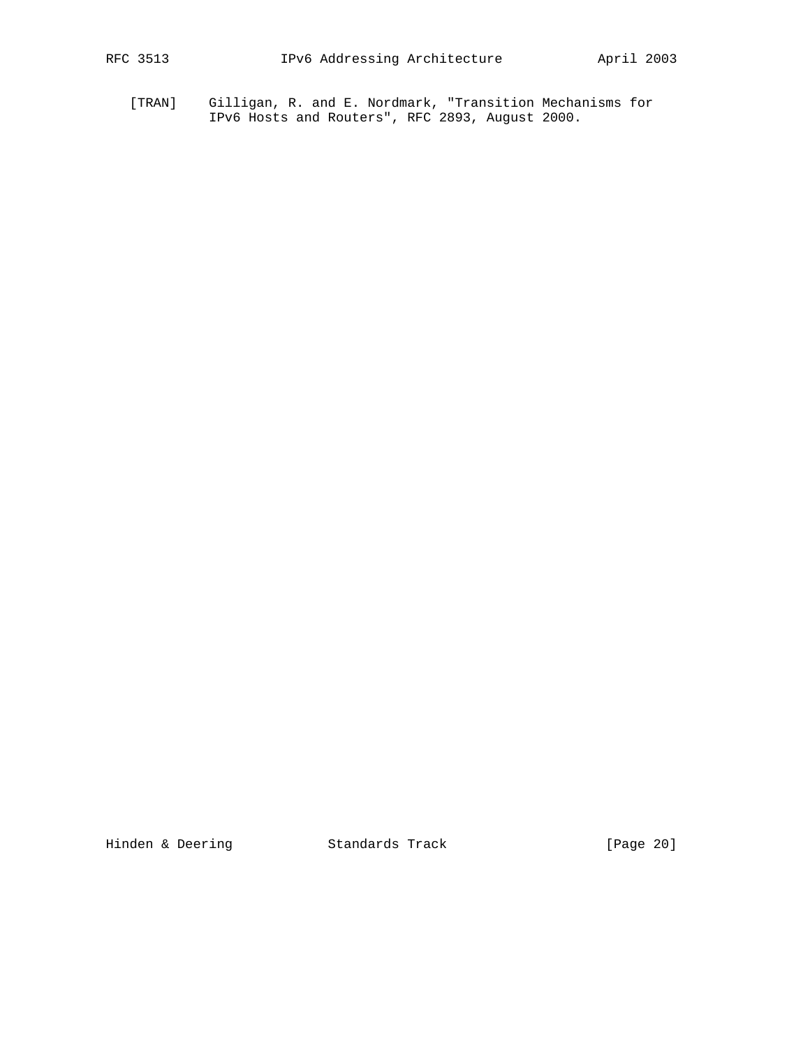[TRAN]    Gilligan, R. and E. Nordmark, "Transition Mechanisms for IPv6 Hosts and Routers", RFC 2893, August 2000.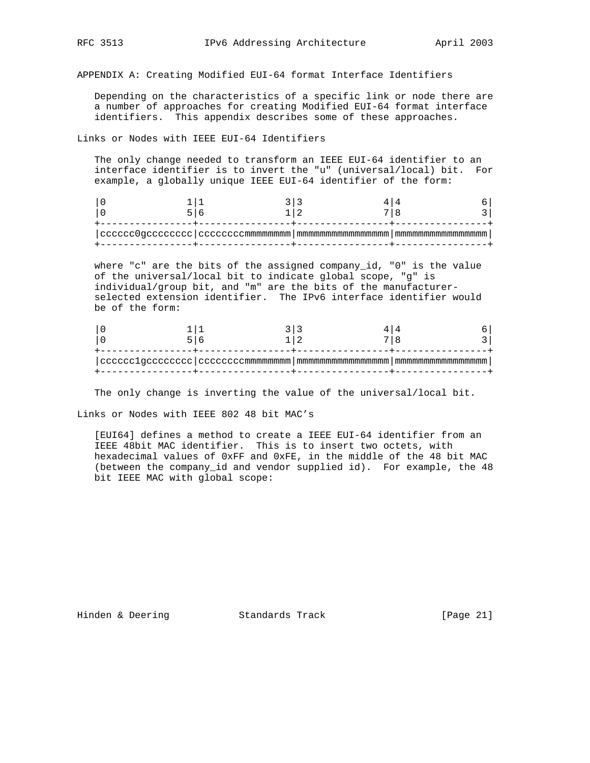## APPENDIX A: Creating Modified EUI-64 format Interface Identifiers

Depending on the characteristics of a specific link or node there are a number of approaches for creating Modified EUI-64 format interface identifiers. This appendix describes some of these approaches.

### Links or Nodes with IEEE EUI-64 Identifiers

The only change needed to transform an IEEE EUI-64 identifier to an interface identifier is to invert the "u" (universal/local) bit. For example, a globally unique IEEE EUI-64 identifier of the form:

```
|0              1|1              3|3              4|4              6|
|0              5|6              1|2              7|8              3|
+----------------+----------------+----------------+----------------+
|cccccc0gcccccccc|ccccccccmmmmmmmm|mmmmmmmmmmmmmmmm|mmmmmmmmmmmmmmmm|
+----------------+----------------+----------------+----------------+
```

where "c" are the bits of the assigned company_id, "0" is the value of the universal/local bit to indicate global scope, "g" is individual/group bit, and "m" are the bits of the manufacturer-selected extension identifier. The IPv6 interface identifier would be of the form:

```
|0              1|1              3|3              4|4              6|
|0              5|6              1|2              7|8              3|
+----------------+----------------+----------------+----------------+
|cccccc1gcccccccc|ccccccccmmmmmmmm|mmmmmmmmmmmmmmmm|mmmmmmmmmmmmmmmm|
+----------------+----------------+----------------+----------------+
```

The only change is inverting the value of the universal/local bit.

### Links or Nodes with IEEE 802 48 bit MAC's

[EUI64] defines a method to create a IEEE EUI-64 identifier from an IEEE 48bit MAC identifier. This is to insert two octets, with hexadecimal values of 0xFF and 0xFE, in the middle of the 48 bit MAC (between the company_id and vendor supplied id). For example, the 48 bit IEEE MAC with global scope: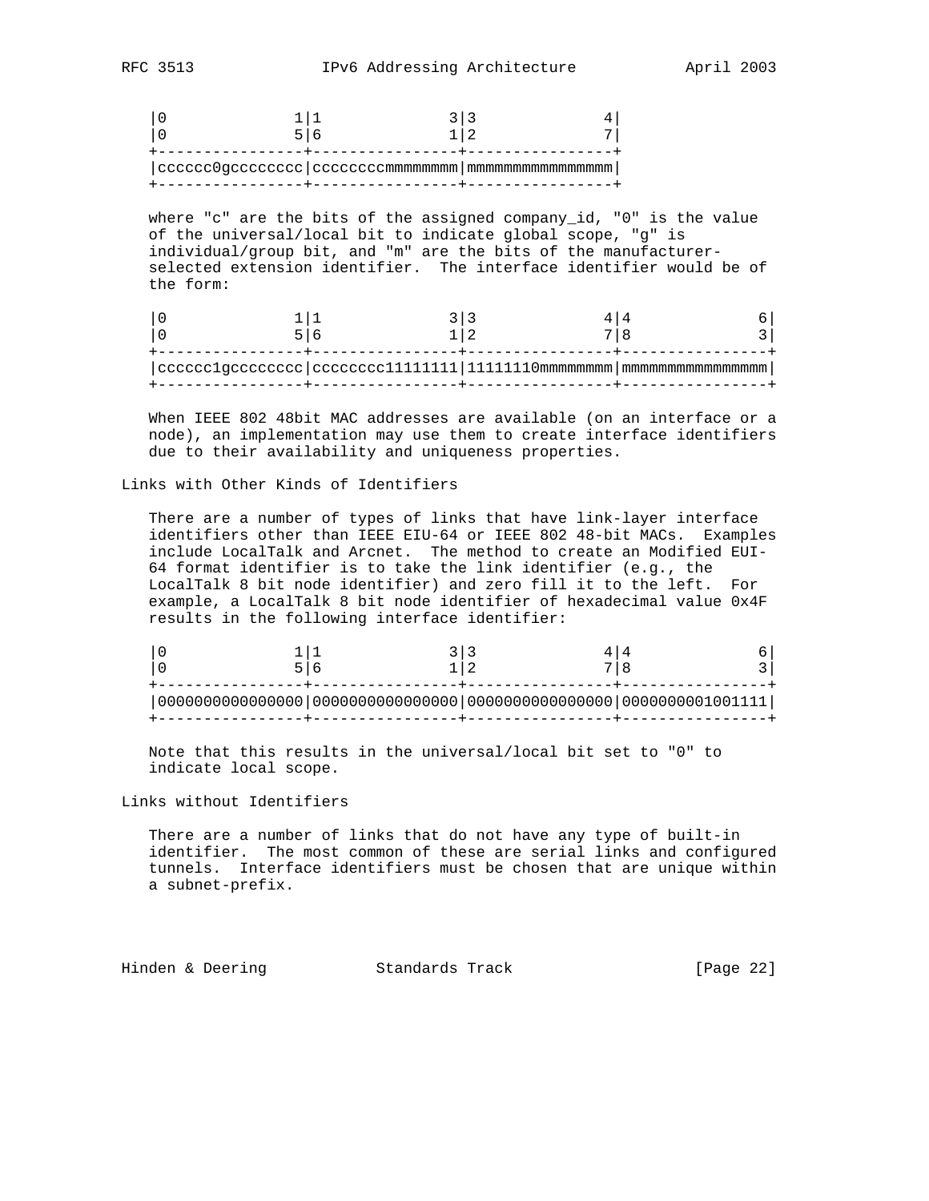```
|0              1|1              3|3              4|
|0              5|6              1|2              7|
+----------------+----------------+----------------+
|cccccc0gcccccccc|ccccccccmmmmmmmm|mmmmmmmmmmmmmmmm|
+----------------+----------------+----------------+
```

where "c" are the bits of the assigned company_id, "0" is the value of the universal/local bit to indicate global scope, "g" is individual/group bit, and "m" are the bits of the manufacturer-selected extension identifier. The interface identifier would be of the form:

```
|0              1|1              3|3              4|4              6|
|0              5|6              1|2              7|8              3|
+----------------+----------------+----------------+----------------+
|cccccc1gcccccccc|cccccccc11111111|11111110mmmmmmmm|mmmmmmmmmmmmmmmm|
+----------------+----------------+----------------+----------------+
```

When IEEE 802 48bit MAC addresses are available (on an interface or a node), an implementation may use them to create interface identifiers due to their availability and uniqueness properties.

## Links with Other Kinds of Identifiers

There are a number of types of links that have link-layer interface identifiers other than IEEE EIU-64 or IEEE 802 48-bit MACs. Examples include LocalTalk and Arcnet. The method to create an Modified EUI-64 format identifier is to take the link identifier (e.g., the LocalTalk 8 bit node identifier) and zero fill it to the left. For example, a LocalTalk 8 bit node identifier of hexadecimal value 0x4F results in the following interface identifier:

```
|0              1|1              3|3              4|4              6|
|0              5|6              1|2              7|8              3|
+----------------+----------------+----------------+----------------+
|0000000000000000|0000000000000000|0000000000000000|0000000001001111|
+----------------+----------------+----------------+----------------+
```

Note that this results in the universal/local bit set to "0" to indicate local scope.

## Links without Identifiers

There are a number of links that do not have any type of built-in identifier. The most common of these are serial links and configured tunnels. Interface identifiers must be chosen that are unique within a subnet-prefix.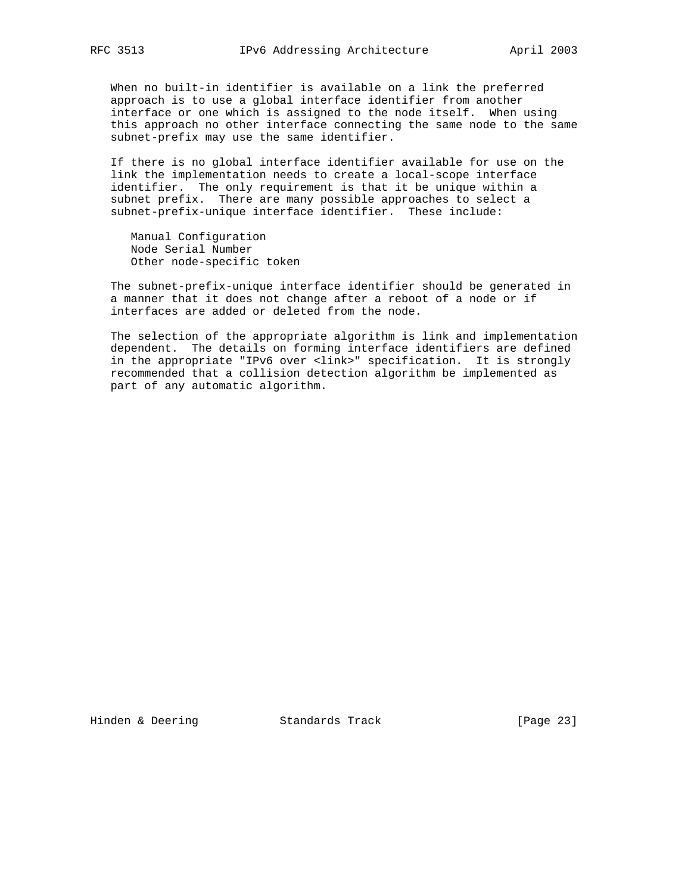When no built-in identifier is available on a link the preferred approach is to use a global interface identifier from another interface or one which is assigned to the node itself. When using this approach no other interface connecting the same node to the same subnet-prefix may use the same identifier.

If there is no global interface identifier available for use on the link the implementation needs to create a local-scope interface identifier. The only requirement is that it be unique within a subnet prefix. There are many possible approaches to select a subnet-prefix-unique interface identifier. These include:

- Manual Configuration
- Node Serial Number
- Other node-specific token

The subnet-prefix-unique interface identifier should be generated in a manner that it does not change after a reboot of a node or if interfaces are added or deleted from the node.

The selection of the appropriate algorithm is link and implementation dependent. The details on forming interface identifiers are defined in the appropriate "IPv6 over <link>" specification. It is strongly recommended that a collision detection algorithm be implemented as part of any automatic algorithm.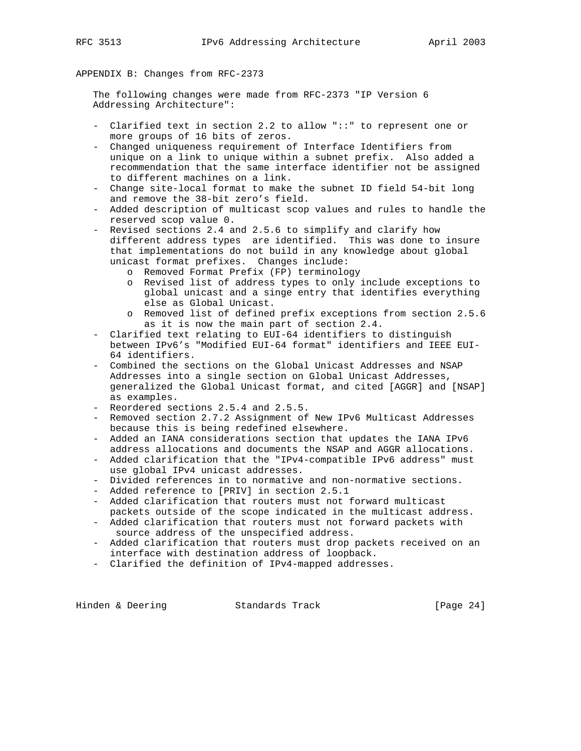## APPENDIX B: Changes from RFC-2373

The following changes were made from RFC-2373 "IP Version 6 Addressing Architecture":

- Clarified text in section 2.2 to allow "::" to represent one or more groups of 16 bits of zeros.
- Changed uniqueness requirement of Interface Identifiers from unique on a link to unique within a subnet prefix. Also added a recommendation that the same interface identifier not be assigned to different machines on a link.
- Change site-local format to make the subnet ID field 54-bit long and remove the 38-bit zero's field.
- Added description of multicast scop values and rules to handle the reserved scop value 0.
- Revised sections 2.4 and 2.5.6 to simplify and clarify how different address types are identified. This was done to insure that implementations do not build in any knowledge about global unicast format prefixes. Changes include:
  - o Removed Format Prefix (FP) terminology
  - o Revised list of address types to only include exceptions to global unicast and a singe entry that identifies everything else as Global Unicast.
  - o Removed list of defined prefix exceptions from section 2.5.6 as it is now the main part of section 2.4.
- Clarified text relating to EUI-64 identifiers to distinguish between IPv6's "Modified EUI-64 format" identifiers and IEEE EUI-64 identifiers.
- Combined the sections on the Global Unicast Addresses and NSAP Addresses into a single section on Global Unicast Addresses, generalized the Global Unicast format, and cited [AGGR] and [NSAP] as examples.
- Reordered sections 2.5.4 and 2.5.5.
- Removed section 2.7.2 Assignment of New IPv6 Multicast Addresses because this is being redefined elsewhere.
- Added an IANA considerations section that updates the IANA IPv6 address allocations and documents the NSAP and AGGR allocations.
- Added clarification that the "IPv4-compatible IPv6 address" must use global IPv4 unicast addresses.
- Divided references in to normative and non-normative sections.
- Added reference to [PRIV] in section 2.5.1
- Added clarification that routers must not forward multicast packets outside of the scope indicated in the multicast address.
- Added clarification that routers must not forward packets with source address of the unspecified address.
- Added clarification that routers must drop packets received on an interface with destination address of loopback.
- Clarified the definition of IPv4-mapped addresses.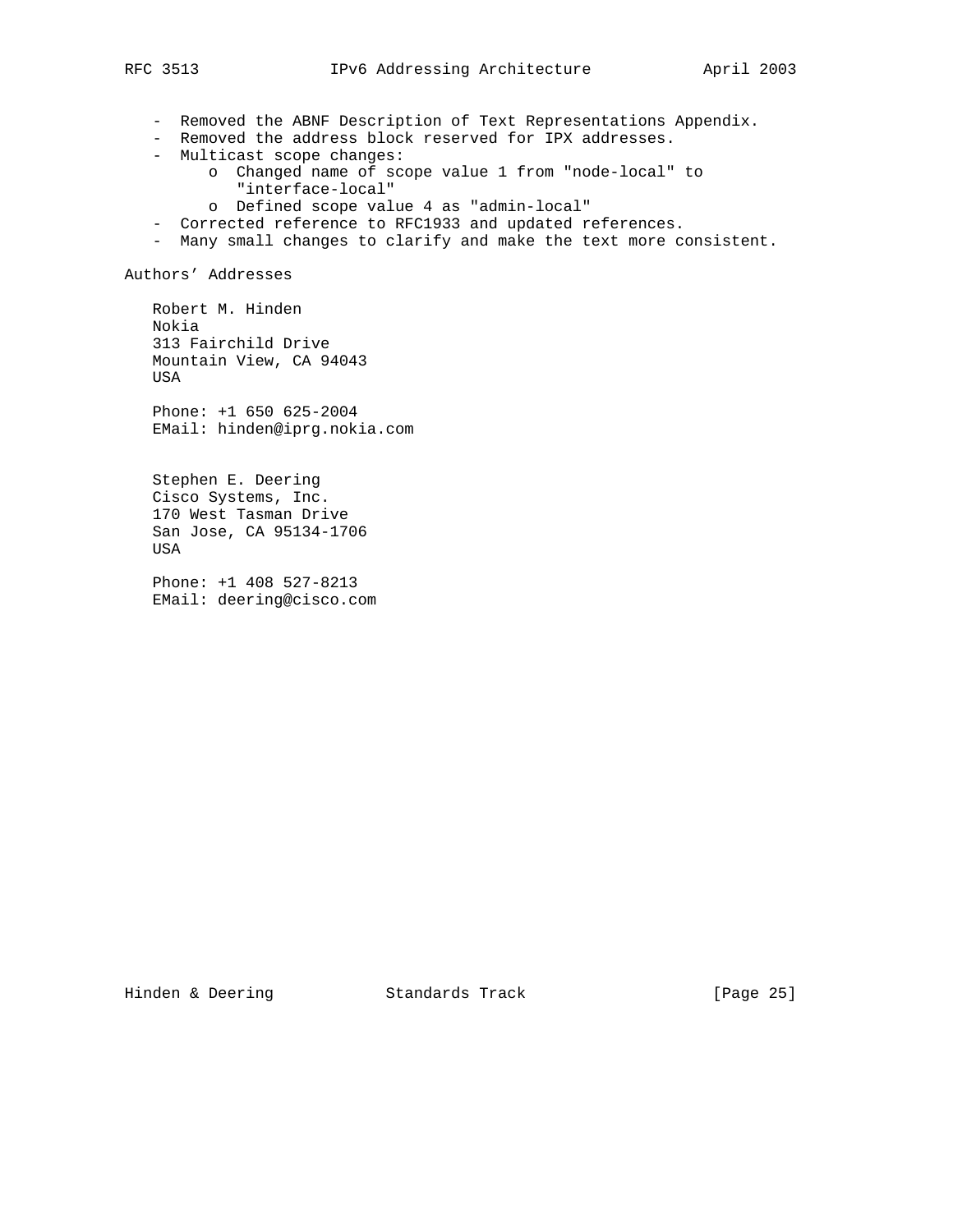- Removed the ABNF Description of Text Representations Appendix.
- Removed the address block reserved for IPX addresses.
- Multicast scope changes:
  - o Changed name of scope value 1 from "node-local" to "interface-local"
  - o Defined scope value 4 as "admin-local"
- Corrected reference to RFC1933 and updated references.
- Many small changes to clarify and make the text more consistent.

## Authors' Addresses

Robert M. Hinden
Nokia
313 Fairchild Drive
Mountain View, CA 94043
USA

Phone: +1 650 625-2004
EMail: hinden@iprg.nokia.com

Stephen E. Deering
Cisco Systems, Inc.
170 West Tasman Drive
San Jose, CA 95134-1706
USA

Phone: +1 408 527-8213
EMail: deering@cisco.com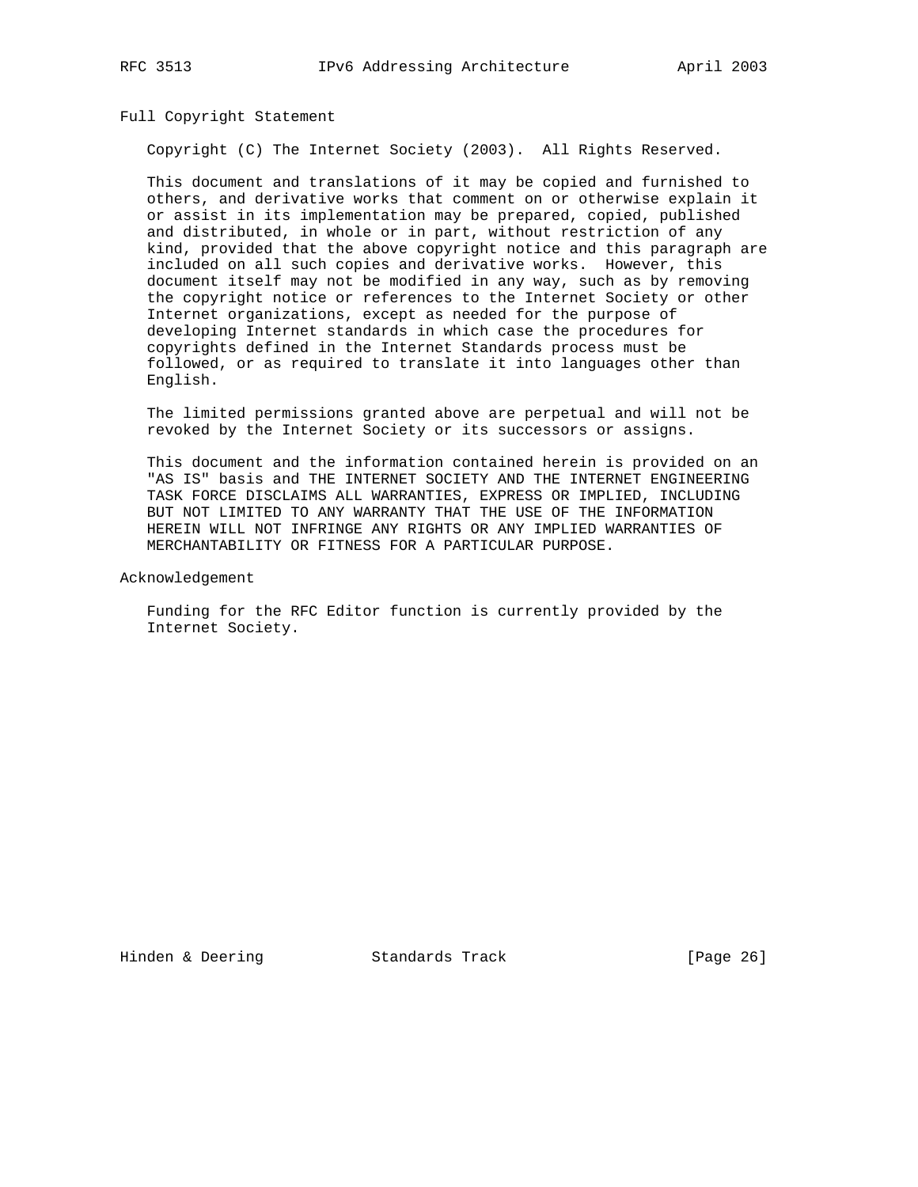## Full Copyright Statement

Copyright (C) The Internet Society (2003). All Rights Reserved.

This document and translations of it may be copied and furnished to others, and derivative works that comment on or otherwise explain it or assist in its implementation may be prepared, copied, published and distributed, in whole or in part, without restriction of any kind, provided that the above copyright notice and this paragraph are included on all such copies and derivative works. However, this document itself may not be modified in any way, such as by removing the copyright notice or references to the Internet Society or other Internet organizations, except as needed for the purpose of developing Internet standards in which case the procedures for copyrights defined in the Internet Standards process must be followed, or as required to translate it into languages other than English.

The limited permissions granted above are perpetual and will not be revoked by the Internet Society or its successors or assigns.

This document and the information contained herein is provided on an "AS IS" basis and THE INTERNET SOCIETY AND THE INTERNET ENGINEERING TASK FORCE DISCLAIMS ALL WARRANTIES, EXPRESS OR IMPLIED, INCLUDING BUT NOT LIMITED TO ANY WARRANTY THAT THE USE OF THE INFORMATION HEREIN WILL NOT INFRINGE ANY RIGHTS OR ANY IMPLIED WARRANTIES OF MERCHANTABILITY OR FITNESS FOR A PARTICULAR PURPOSE.

## Acknowledgement

Funding for the RFC Editor function is currently provided by the Internet Society.